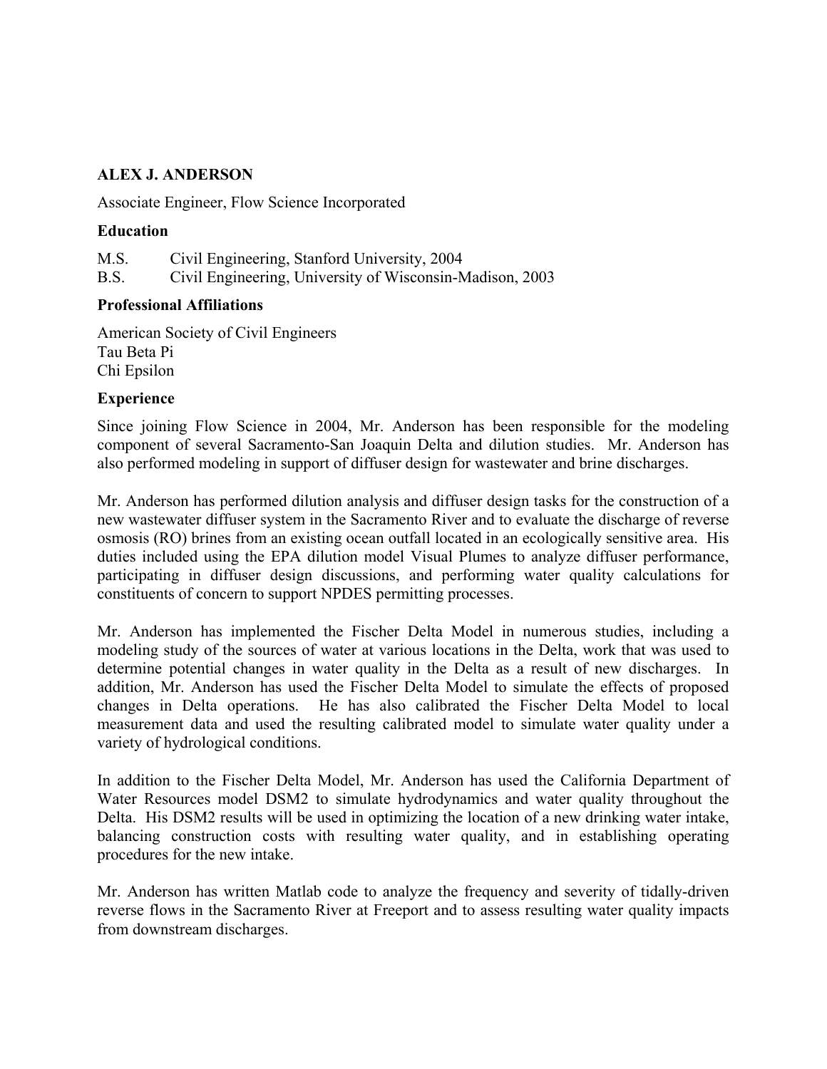**ALEX J. ANDERSON**

Associate Engineer, Flow Science Incorporated

**Education**

M.S. Civil Engineering, Stanford University, 2004
B.S. Civil Engineering, University of Wisconsin-Madison, 2003

**Professional Affiliations**

American Society of Civil Engineers
Tau Beta Pi
Chi Epsilon

**Experience**

Since joining Flow Science in 2004, Mr. Anderson has been responsible for the modeling component of several Sacramento-San Joaquin Delta and dilution studies. Mr. Anderson has also performed modeling in support of diffuser design for wastewater and brine discharges.

Mr. Anderson has performed dilution analysis and diffuser design tasks for the construction of a new wastewater diffuser system in the Sacramento River and to evaluate the discharge of reverse osmosis (RO) brines from an existing ocean outfall located in an ecologically sensitive area. His duties included using the EPA dilution model Visual Plumes to analyze diffuser performance, participating in diffuser design discussions, and performing water quality calculations for constituents of concern to support NPDES permitting processes.

Mr. Anderson has implemented the Fischer Delta Model in numerous studies, including a modeling study of the sources of water at various locations in the Delta, work that was used to determine potential changes in water quality in the Delta as a result of new discharges. In addition, Mr. Anderson has used the Fischer Delta Model to simulate the effects of proposed changes in Delta operations. He has also calibrated the Fischer Delta Model to local measurement data and used the resulting calibrated model to simulate water quality under a variety of hydrological conditions.

In addition to the Fischer Delta Model, Mr. Anderson has used the California Department of Water Resources model DSM2 to simulate hydrodynamics and water quality throughout the Delta. His DSM2 results will be used in optimizing the location of a new drinking water intake, balancing construction costs with resulting water quality, and in establishing operating procedures for the new intake.

Mr. Anderson has written Matlab code to analyze the frequency and severity of tidally-driven reverse flows in the Sacramento River at Freeport and to assess resulting water quality impacts from downstream discharges.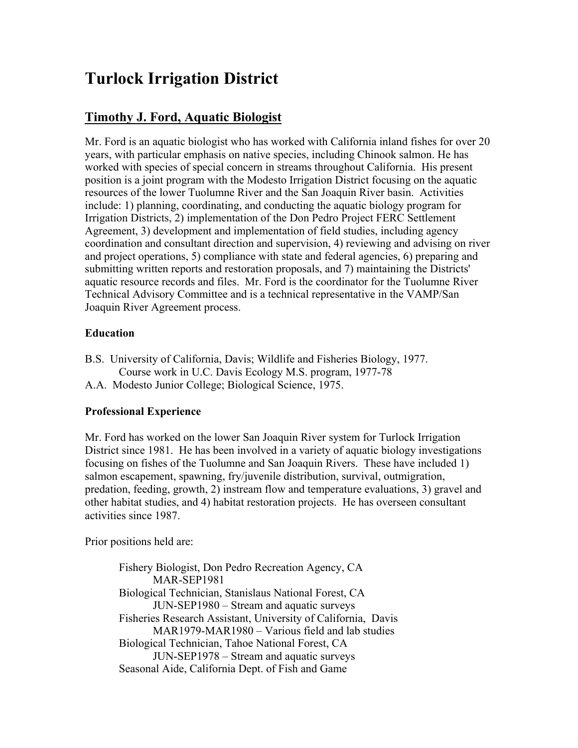# Turlock Irrigation District

## Timothy J. Ford, Aquatic Biologist

Mr. Ford is an aquatic biologist who has worked with California inland fishes for over 20 years, with particular emphasis on native species, including Chinook salmon. He has worked with species of special concern in streams throughout California. His present position is a joint program with the Modesto Irrigation District focusing on the aquatic resources of the lower Tuolumne River and the San Joaquin River basin. Activities include: 1) planning, coordinating, and conducting the aquatic biology program for Irrigation Districts, 2) implementation of the Don Pedro Project FERC Settlement Agreement, 3) development and implementation of field studies, including agency coordination and consultant direction and supervision, 4) reviewing and advising on river and project operations, 5) compliance with state and federal agencies, 6) preparing and submitting written reports and restoration proposals, and 7) maintaining the Districts' aquatic resource records and files. Mr. Ford is the coordinator for the Tuolumne River Technical Advisory Committee and is a technical representative in the VAMP/San Joaquin River Agreement process.

### Education

B.S. University of California, Davis; Wildlife and Fisheries Biology, 1977.
Course work in U.C. Davis Ecology M.S. program, 1977-78

A.A. Modesto Junior College; Biological Science, 1975.

### Professional Experience

Mr. Ford has worked on the lower San Joaquin River system for Turlock Irrigation District since 1981. He has been involved in a variety of aquatic biology investigations focusing on fishes of the Tuolumne and San Joaquin Rivers. These have included 1) salmon escapement, spawning, fry/juvenile distribution, survival, outmigration, predation, feeding, growth, 2) instream flow and temperature evaluations, 3) gravel and other habitat studies, and 4) habitat restoration projects. He has overseen consultant activities since 1987.

Prior positions held are:

Fishery Biologist, Don Pedro Recreation Agency, CA
MAR-SEP1981

Biological Technician, Stanislaus National Forest, CA
JUN-SEP1980 – Stream and aquatic surveys

Fisheries Research Assistant, University of California, Davis
MAR1979-MAR1980 – Various field and lab studies

Biological Technician, Tahoe National Forest, CA
JUN-SEP1978 – Stream and aquatic surveys

Seasonal Aide, California Dept. of Fish and Game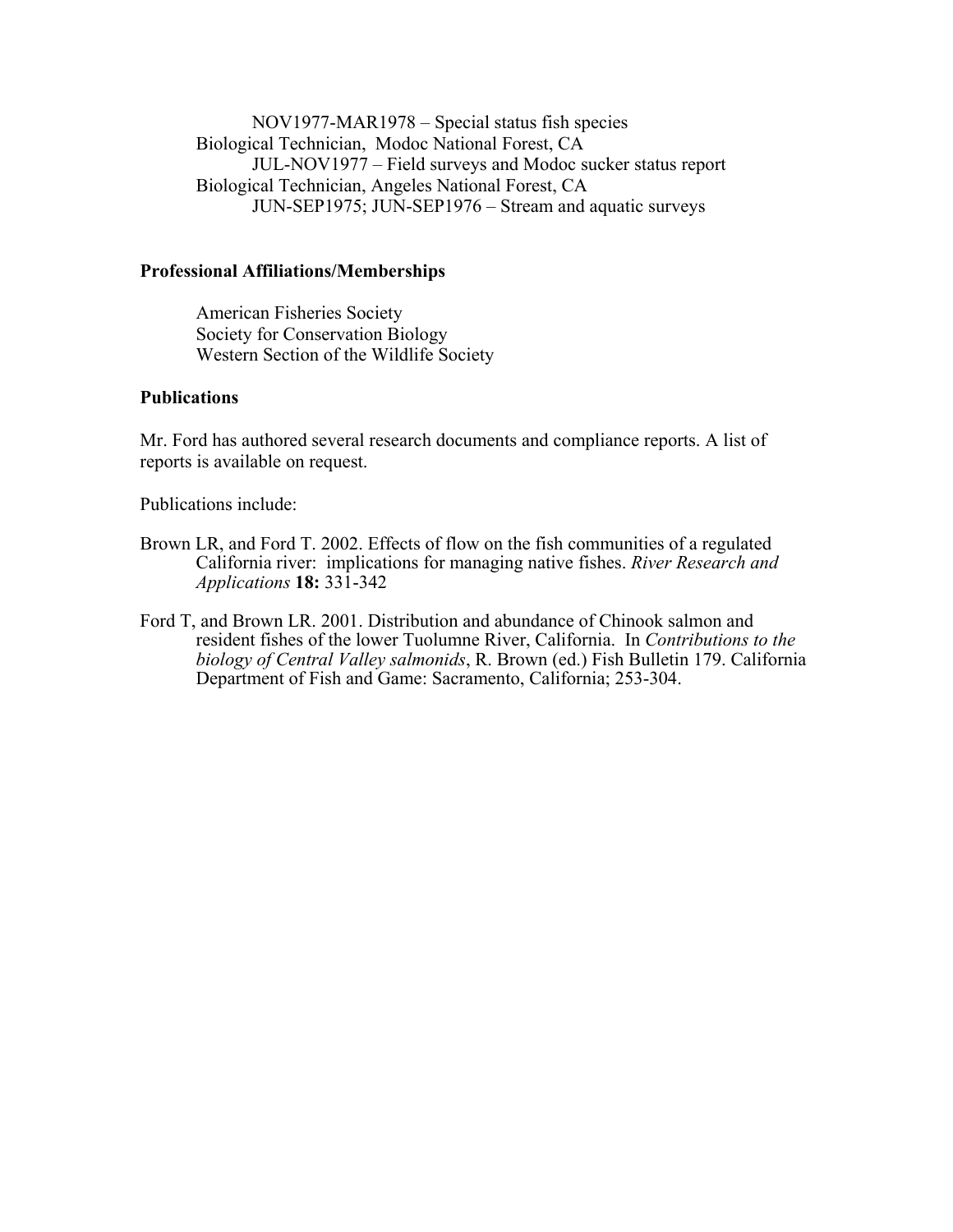NOV1977-MAR1978 – Special status fish species

Biological Technician, Modoc National Forest, CA

JUL-NOV1977 – Field surveys and Modoc sucker status report

Biological Technician, Angeles National Forest, CA

JUN-SEP1975; JUN-SEP1976 – Stream and aquatic surveys

**Professional Affiliations/Memberships**

American Fisheries Society
Society for Conservation Biology
Western Section of the Wildlife Society

**Publications**

Mr. Ford has authored several research documents and compliance reports. A list of reports is available on request.

Publications include:

Brown LR, and Ford T. 2002. Effects of flow on the fish communities of a regulated California river: implications for managing native fishes. *River Research and Applications* **18:** 331-342

Ford T, and Brown LR. 2001. Distribution and abundance of Chinook salmon and resident fishes of the lower Tuolumne River, California. In *Contributions to the biology of Central Valley salmonids*, R. Brown (ed.) Fish Bulletin 179. California Department of Fish and Game: Sacramento, California; 253-304.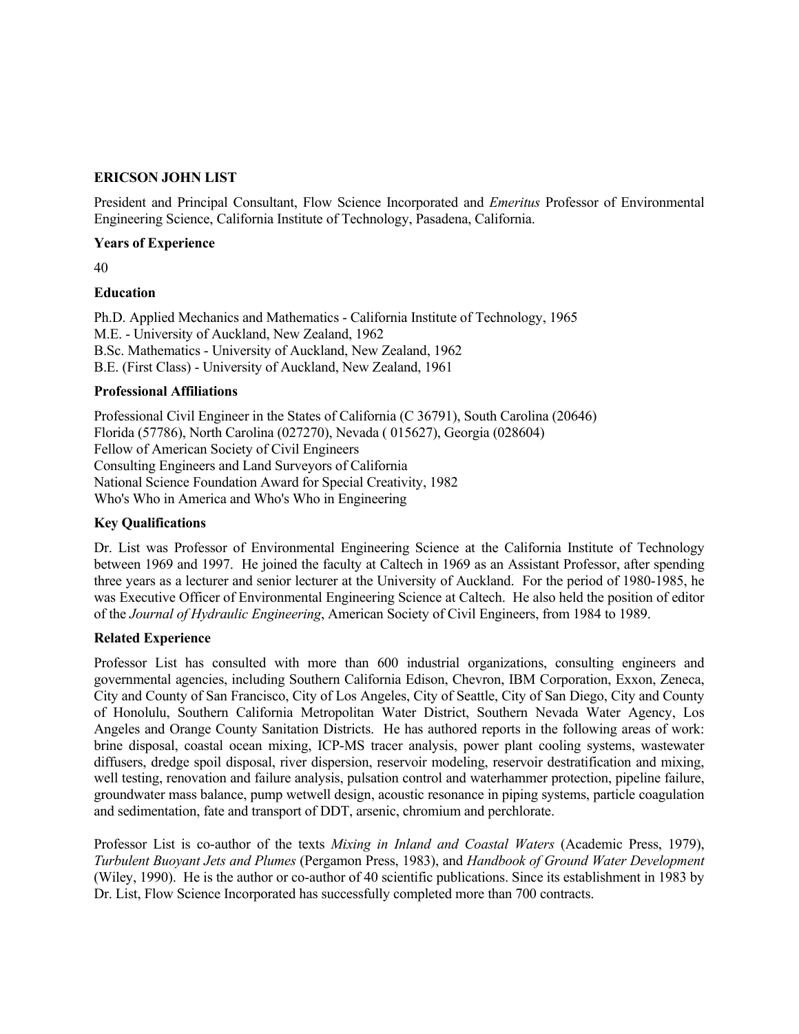**ERICSON JOHN LIST**

President and Principal Consultant, Flow Science Incorporated and *Emeritus* Professor of Environmental Engineering Science, California Institute of Technology, Pasadena, California.

**Years of Experience**

40

**Education**

Ph.D. Applied Mechanics and Mathematics - California Institute of Technology, 1965
M.E. - University of Auckland, New Zealand, 1962
B.Sc. Mathematics - University of Auckland, New Zealand, 1962
B.E. (First Class) - University of Auckland, New Zealand, 1961

**Professional Affiliations**

Professional Civil Engineer in the States of California (C 36791), South Carolina (20646)
Florida (57786), North Carolina (027270), Nevada ( 015627), Georgia (028604)
Fellow of American Society of Civil Engineers
Consulting Engineers and Land Surveyors of California
National Science Foundation Award for Special Creativity, 1982
Who's Who in America and Who's Who in Engineering

**Key Qualifications**

Dr. List was Professor of Environmental Engineering Science at the California Institute of Technology between 1969 and 1997. He joined the faculty at Caltech in 1969 as an Assistant Professor, after spending three years as a lecturer and senior lecturer at the University of Auckland. For the period of 1980-1985, he was Executive Officer of Environmental Engineering Science at Caltech. He also held the position of editor of the *Journal of Hydraulic Engineering*, American Society of Civil Engineers, from 1984 to 1989.

**Related Experience**

Professor List has consulted with more than 600 industrial organizations, consulting engineers and governmental agencies, including Southern California Edison, Chevron, IBM Corporation, Exxon, Zeneca, City and County of San Francisco, City of Los Angeles, City of Seattle, City of San Diego, City and County of Honolulu, Southern California Metropolitan Water District, Southern Nevada Water Agency, Los Angeles and Orange County Sanitation Districts. He has authored reports in the following areas of work: brine disposal, coastal ocean mixing, ICP-MS tracer analysis, power plant cooling systems, wastewater diffusers, dredge spoil disposal, river dispersion, reservoir modeling, reservoir destratification and mixing, well testing, renovation and failure analysis, pulsation control and waterhammer protection, pipeline failure, groundwater mass balance, pump wetwell design, acoustic resonance in piping systems, particle coagulation and sedimentation, fate and transport of DDT, arsenic, chromium and perchlorate.

Professor List is co-author of the texts *Mixing in Inland and Coastal Waters* (Academic Press, 1979), *Turbulent Buoyant Jets and Plumes* (Pergamon Press, 1983), and *Handbook of Ground Water Development* (Wiley, 1990). He is the author or co-author of 40 scientific publications. Since its establishment in 1983 by Dr. List, Flow Science Incorporated has successfully completed more than 700 contracts.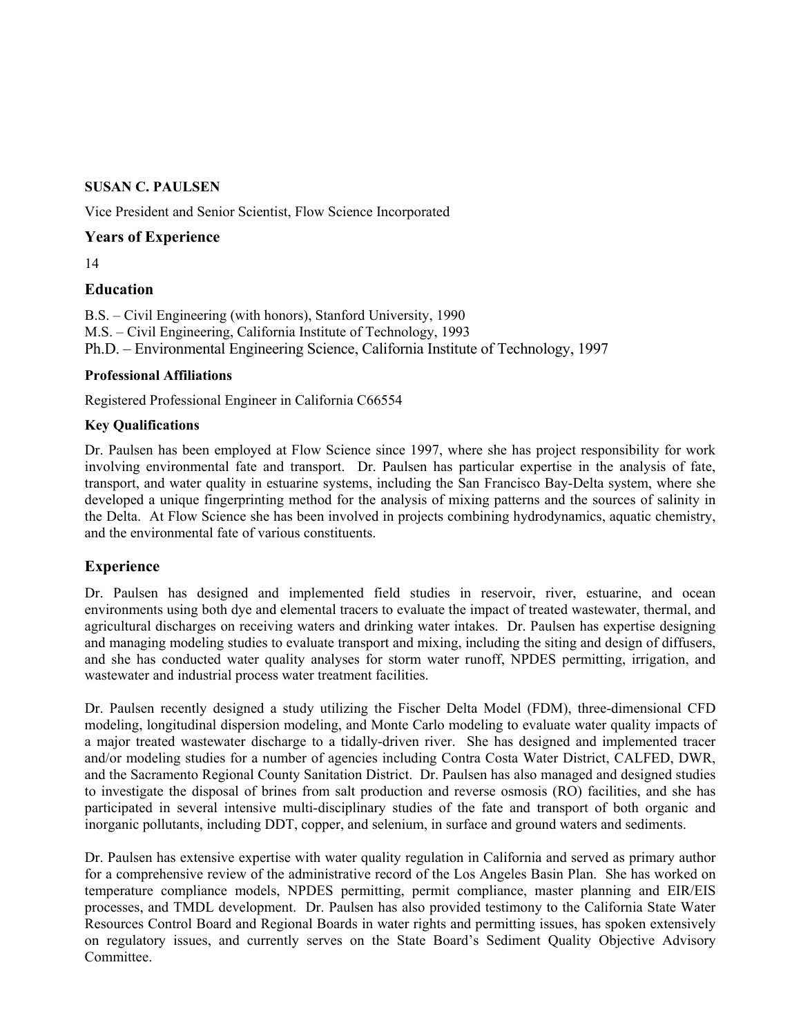**SUSAN C. PAULSEN**

Vice President and Senior Scientist, Flow Science Incorporated

## Years of Experience

14

## Education

B.S. – Civil Engineering (with honors), Stanford University, 1990
M.S. – Civil Engineering, California Institute of Technology, 1993
Ph.D. – Environmental Engineering Science, California Institute of Technology, 1997

### Professional Affiliations

Registered Professional Engineer in California C66554

### Key Qualifications

Dr. Paulsen has been employed at Flow Science since 1997, where she has project responsibility for work involving environmental fate and transport. Dr. Paulsen has particular expertise in the analysis of fate, transport, and water quality in estuarine systems, including the San Francisco Bay-Delta system, where she developed a unique fingerprinting method for the analysis of mixing patterns and the sources of salinity in the Delta. At Flow Science she has been involved in projects combining hydrodynamics, aquatic chemistry, and the environmental fate of various constituents.

## Experience

Dr. Paulsen has designed and implemented field studies in reservoir, river, estuarine, and ocean environments using both dye and elemental tracers to evaluate the impact of treated wastewater, thermal, and agricultural discharges on receiving waters and drinking water intakes. Dr. Paulsen has expertise designing and managing modeling studies to evaluate transport and mixing, including the siting and design of diffusers, and she has conducted water quality analyses for storm water runoff, NPDES permitting, irrigation, and wastewater and industrial process water treatment facilities.

Dr. Paulsen recently designed a study utilizing the Fischer Delta Model (FDM), three-dimensional CFD modeling, longitudinal dispersion modeling, and Monte Carlo modeling to evaluate water quality impacts of a major treated wastewater discharge to a tidally-driven river. She has designed and implemented tracer and/or modeling studies for a number of agencies including Contra Costa Water District, CALFED, DWR, and the Sacramento Regional County Sanitation District. Dr. Paulsen has also managed and designed studies to investigate the disposal of brines from salt production and reverse osmosis (RO) facilities, and she has participated in several intensive multi-disciplinary studies of the fate and transport of both organic and inorganic pollutants, including DDT, copper, and selenium, in surface and ground waters and sediments.

Dr. Paulsen has extensive expertise with water quality regulation in California and served as primary author for a comprehensive review of the administrative record of the Los Angeles Basin Plan. She has worked on temperature compliance models, NPDES permitting, permit compliance, master planning and EIR/EIS processes, and TMDL development. Dr. Paulsen has also provided testimony to the California State Water Resources Control Board and Regional Boards in water rights and permitting issues, has spoken extensively on regulatory issues, and currently serves on the State Board's Sediment Quality Objective Advisory Committee.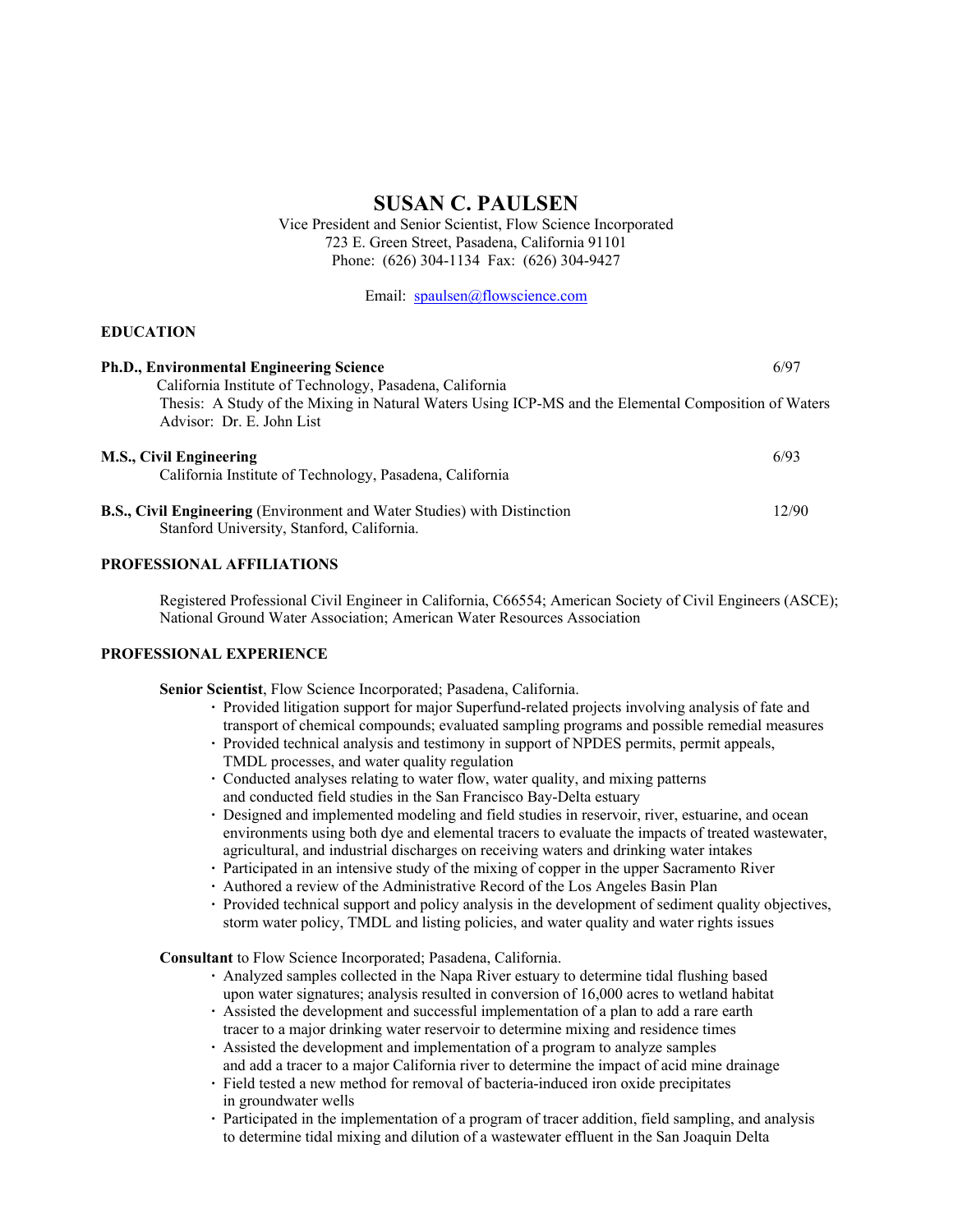# SUSAN C. PAULSEN

Vice President and Senior Scientist, Flow Science Incorporated
723 E. Green Street, Pasadena, California 91101
Phone: (626) 304-1134 Fax: (626) 304-9427

Email: spaulsen@flowscience.com

## EDUCATION

**Ph.D., Environmental Engineering Science** 6/97
California Institute of Technology, Pasadena, California
Thesis: A Study of the Mixing in Natural Waters Using ICP-MS and the Elemental Composition of Waters
Advisor: Dr. E. John List

**M.S., Civil Engineering** 6/93
California Institute of Technology, Pasadena, California

**B.S., Civil Engineering** (Environment and Water Studies) with Distinction 12/90
Stanford University, Stanford, California.

## PROFESSIONAL AFFILIATIONS

Registered Professional Civil Engineer in California, C66554; American Society of Civil Engineers (ASCE); National Ground Water Association; American Water Resources Association

## PROFESSIONAL EXPERIENCE

**Senior Scientist**, Flow Science Incorporated; Pasadena, California.

- Provided litigation support for major Superfund-related projects involving analysis of fate and transport of chemical compounds; evaluated sampling programs and possible remedial measures
- Provided technical analysis and testimony in support of NPDES permits, permit appeals, TMDL processes, and water quality regulation
- Conducted analyses relating to water flow, water quality, and mixing patterns and conducted field studies in the San Francisco Bay-Delta estuary
- Designed and implemented modeling and field studies in reservoir, river, estuarine, and ocean environments using both dye and elemental tracers to evaluate the impacts of treated wastewater, agricultural, and industrial discharges on receiving waters and drinking water intakes
- Participated in an intensive study of the mixing of copper in the upper Sacramento River
- Authored a review of the Administrative Record of the Los Angeles Basin Plan
- Provided technical support and policy analysis in the development of sediment quality objectives, storm water policy, TMDL and listing policies, and water quality and water rights issues

**Consultant** to Flow Science Incorporated; Pasadena, California.

- Analyzed samples collected in the Napa River estuary to determine tidal flushing based upon water signatures; analysis resulted in conversion of 16,000 acres to wetland habitat
- Assisted the development and successful implementation of a plan to add a rare earth tracer to a major drinking water reservoir to determine mixing and residence times
- Assisted the development and implementation of a program to analyze samples and add a tracer to a major California river to determine the impact of acid mine drainage
- Field tested a new method for removal of bacteria-induced iron oxide precipitates in groundwater wells
- Participated in the implementation of a program of tracer addition, field sampling, and analysis to determine tidal mixing and dilution of a wastewater effluent in the San Joaquin Delta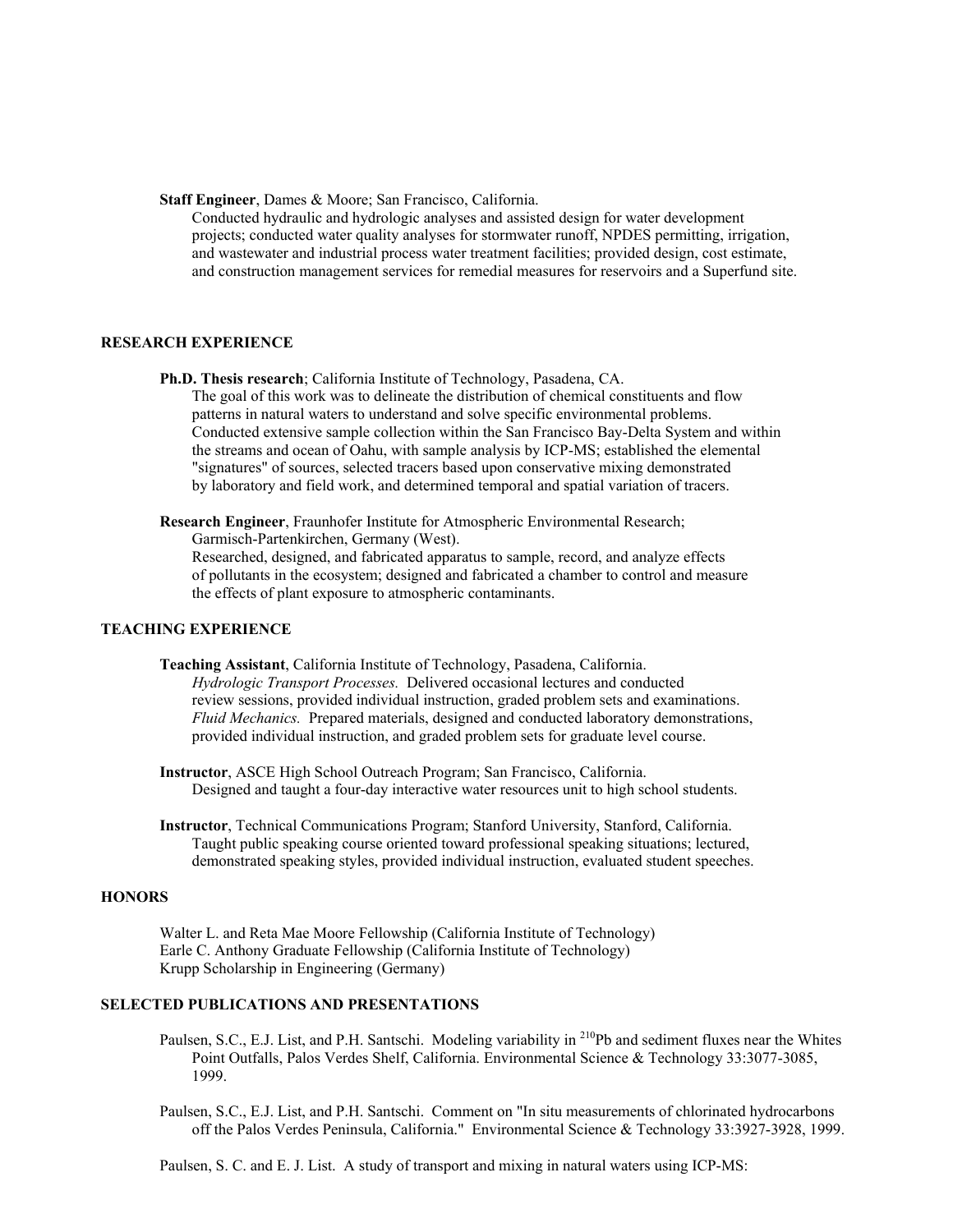**Staff Engineer**, Dames & Moore; San Francisco, California.
Conducted hydraulic and hydrologic analyses and assisted design for water development projects; conducted water quality analyses for stormwater runoff, NPDES permitting, irrigation, and wastewater and industrial process water treatment facilities; provided design, cost estimate, and construction management services for remedial measures for reservoirs and a Superfund site.

## RESEARCH EXPERIENCE

**Ph.D. Thesis research**; California Institute of Technology, Pasadena, CA.
The goal of this work was to delineate the distribution of chemical constituents and flow patterns in natural waters to understand and solve specific environmental problems. Conducted extensive sample collection within the San Francisco Bay-Delta System and within the streams and ocean of Oahu, with sample analysis by ICP-MS; established the elemental "signatures" of sources, selected tracers based upon conservative mixing demonstrated by laboratory and field work, and determined temporal and spatial variation of tracers.

**Research Engineer**, Fraunhofer Institute for Atmospheric Environmental Research; Garmisch-Partenkirchen, Germany (West).
Researched, designed, and fabricated apparatus to sample, record, and analyze effects of pollutants in the ecosystem; designed and fabricated a chamber to control and measure the effects of plant exposure to atmospheric contaminants.

## TEACHING EXPERIENCE

**Teaching Assistant**, California Institute of Technology, Pasadena, California.
*Hydrologic Transport Processes.* Delivered occasional lectures and conducted review sessions, provided individual instruction, graded problem sets and examinations.
*Fluid Mechanics.* Prepared materials, designed and conducted laboratory demonstrations, provided individual instruction, and graded problem sets for graduate level course.

**Instructor**, ASCE High School Outreach Program; San Francisco, California.
Designed and taught a four-day interactive water resources unit to high school students.

**Instructor**, Technical Communications Program; Stanford University, Stanford, California.
Taught public speaking course oriented toward professional speaking situations; lectured, demonstrated speaking styles, provided individual instruction, evaluated student speeches.

## HONORS

Walter L. and Reta Mae Moore Fellowship (California Institute of Technology)
Earle C. Anthony Graduate Fellowship (California Institute of Technology)
Krupp Scholarship in Engineering (Germany)

## SELECTED PUBLICATIONS AND PRESENTATIONS

Paulsen, S.C., E.J. List, and P.H. Santschi. Modeling variability in $^{210}$Pb and sediment fluxes near the Whites Point Outfalls, Palos Verdes Shelf, California. Environmental Science & Technology 33:3077-3085, 1999.

Paulsen, S.C., E.J. List, and P.H. Santschi. Comment on "In situ measurements of chlorinated hydrocarbons off the Palos Verdes Peninsula, California." Environmental Science & Technology 33:3927-3928, 1999.

Paulsen, S. C. and E. J. List. A study of transport and mixing in natural waters using ICP-MS: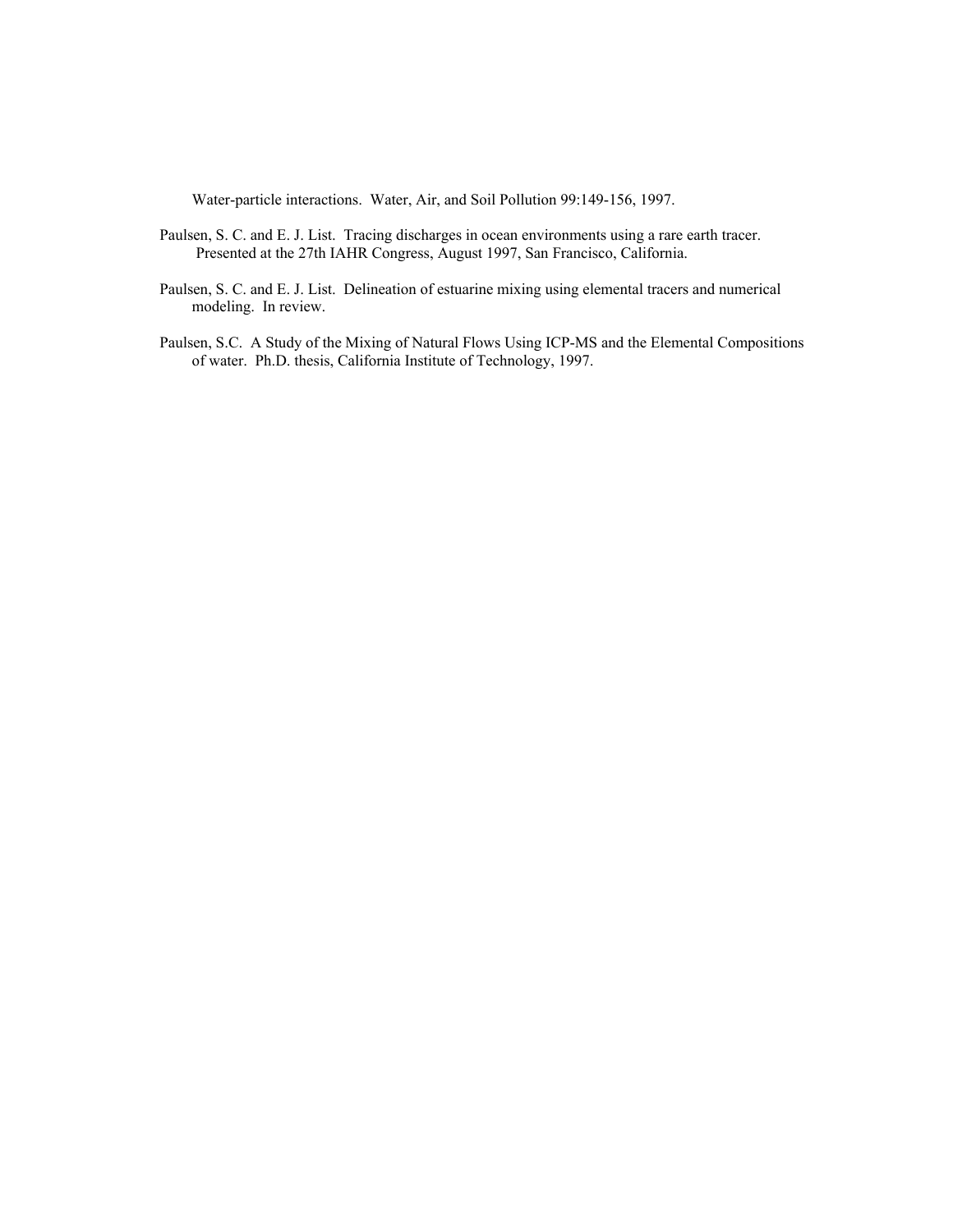Water-particle interactions. Water, Air, and Soil Pollution 99:149-156, 1997.

Paulsen, S. C. and E. J. List. Tracing discharges in ocean environments using a rare earth tracer. Presented at the 27th IAHR Congress, August 1997, San Francisco, California.

Paulsen, S. C. and E. J. List. Delineation of estuarine mixing using elemental tracers and numerical modeling. In review.

Paulsen, S.C. A Study of the Mixing of Natural Flows Using ICP-MS and the Elemental Compositions of water. Ph.D. thesis, California Institute of Technology, 1997.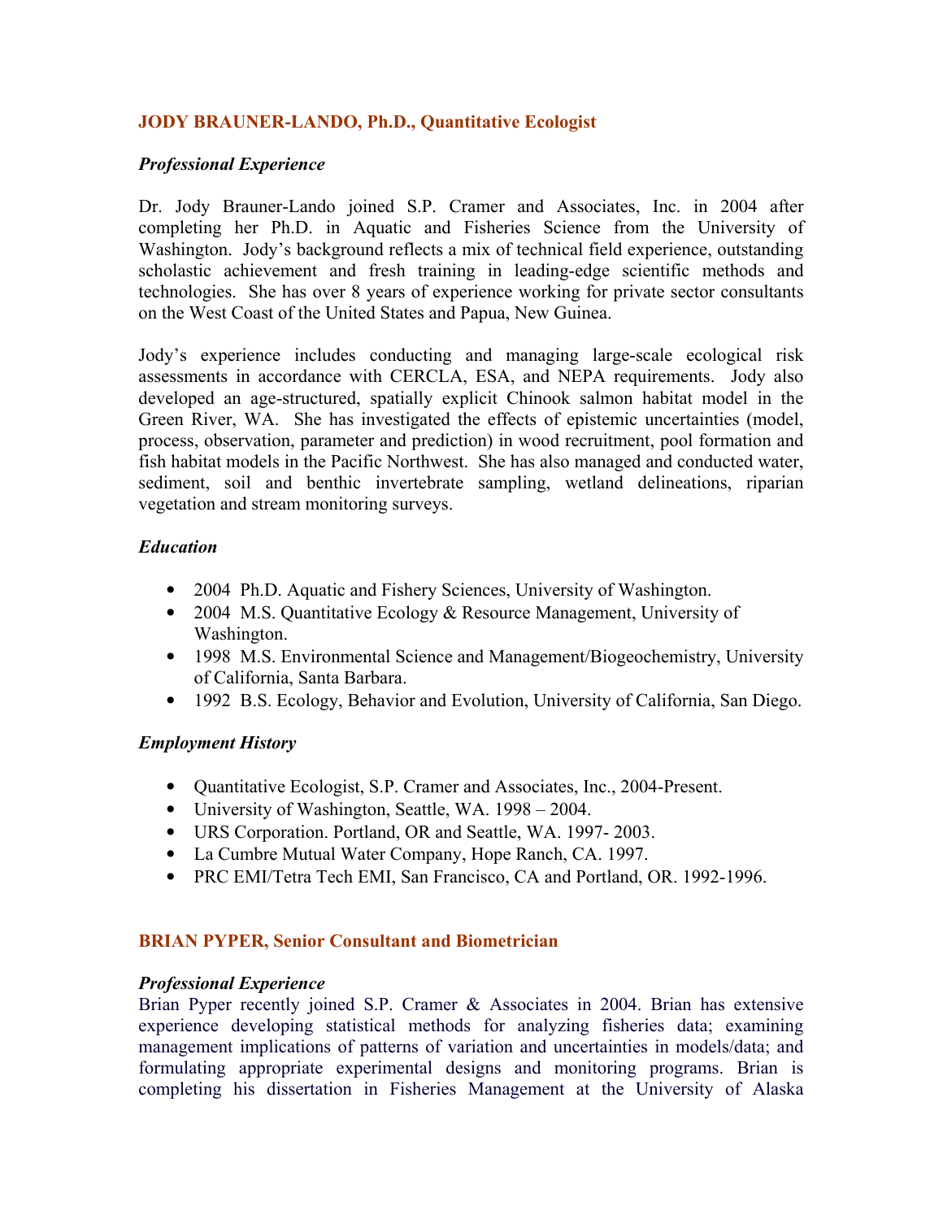## JODY BRAUNER-LANDO, Ph.D., Quantitative Ecologist

### *Professional Experience*

Dr. Jody Brauner-Lando joined S.P. Cramer and Associates, Inc. in 2004 after completing her Ph.D. in Aquatic and Fisheries Science from the University of Washington. Jody's background reflects a mix of technical field experience, outstanding scholastic achievement and fresh training in leading-edge scientific methods and technologies. She has over 8 years of experience working for private sector consultants on the West Coast of the United States and Papua, New Guinea.

Jody's experience includes conducting and managing large-scale ecological risk assessments in accordance with CERCLA, ESA, and NEPA requirements. Jody also developed an age-structured, spatially explicit Chinook salmon habitat model in the Green River, WA. She has investigated the effects of epistemic uncertainties (model, process, observation, parameter and prediction) in wood recruitment, pool formation and fish habitat models in the Pacific Northwest. She has also managed and conducted water, sediment, soil and benthic invertebrate sampling, wetland delineations, riparian vegetation and stream monitoring surveys.

### *Education*

- 2004 Ph.D. Aquatic and Fishery Sciences, University of Washington.
- 2004 M.S. Quantitative Ecology & Resource Management, University of Washington.
- 1998 M.S. Environmental Science and Management/Biogeochemistry, University of California, Santa Barbara.
- 1992 B.S. Ecology, Behavior and Evolution, University of California, San Diego.

### *Employment History*

- Quantitative Ecologist, S.P. Cramer and Associates, Inc., 2004-Present.
- University of Washington, Seattle, WA. 1998 – 2004.
- URS Corporation. Portland, OR and Seattle, WA. 1997- 2003.
- La Cumbre Mutual Water Company, Hope Ranch, CA. 1997.
- PRC EMI/Tetra Tech EMI, San Francisco, CA and Portland, OR. 1992-1996.

## BRIAN PYPER, Senior Consultant and Biometrician

### *Professional Experience*

Brian Pyper recently joined S.P. Cramer & Associates in 2004. Brian has extensive experience developing statistical methods for analyzing fisheries data; examining management implications of patterns of variation and uncertainties in models/data; and formulating appropriate experimental designs and monitoring programs. Brian is completing his dissertation in Fisheries Management at the University of Alaska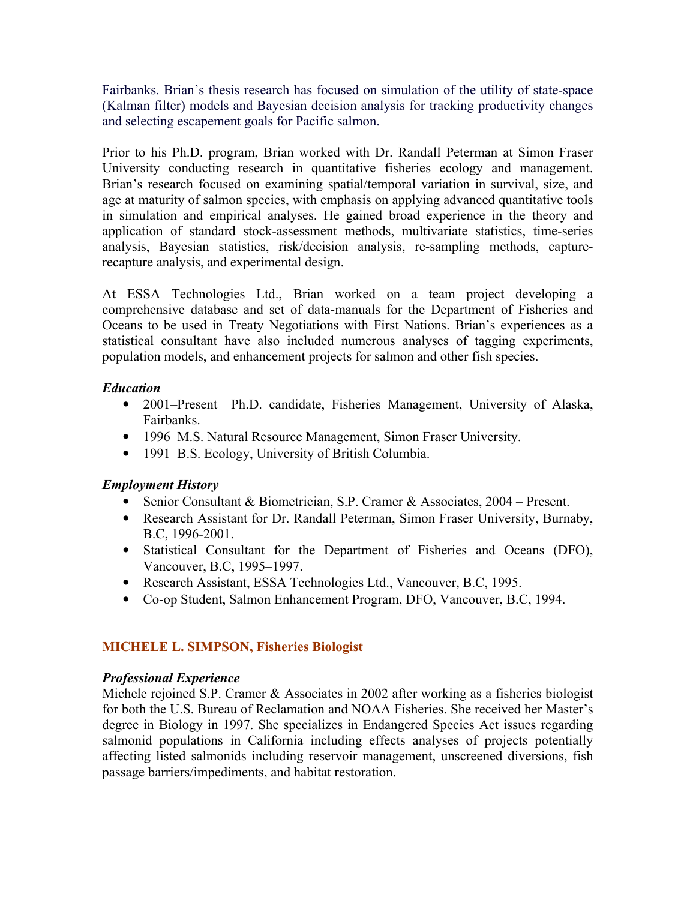Fairbanks. Brian's thesis research has focused on simulation of the utility of state-space (Kalman filter) models and Bayesian decision analysis for tracking productivity changes and selecting escapement goals for Pacific salmon.

Prior to his Ph.D. program, Brian worked with Dr. Randall Peterman at Simon Fraser University conducting research in quantitative fisheries ecology and management. Brian's research focused on examining spatial/temporal variation in survival, size, and age at maturity of salmon species, with emphasis on applying advanced quantitative tools in simulation and empirical analyses. He gained broad experience in the theory and application of standard stock-assessment methods, multivariate statistics, time-series analysis, Bayesian statistics, risk/decision analysis, re-sampling methods, capture-recapture analysis, and experimental design.

At ESSA Technologies Ltd., Brian worked on a team project developing a comprehensive database and set of data-manuals for the Department of Fisheries and Oceans to be used in Treaty Negotiations with First Nations. Brian's experiences as a statistical consultant have also included numerous analyses of tagging experiments, population models, and enhancement projects for salmon and other fish species.

### *Education*

- 2001–Present Ph.D. candidate, Fisheries Management, University of Alaska, Fairbanks.
- 1996 M.S. Natural Resource Management, Simon Fraser University.
- 1991 B.S. Ecology, University of British Columbia.

### *Employment History*

- Senior Consultant & Biometrician, S.P. Cramer & Associates, 2004 – Present.
- Research Assistant for Dr. Randall Peterman, Simon Fraser University, Burnaby, B.C, 1996-2001.
- Statistical Consultant for the Department of Fisheries and Oceans (DFO), Vancouver, B.C, 1995–1997.
- Research Assistant, ESSA Technologies Ltd., Vancouver, B.C, 1995.
- Co-op Student, Salmon Enhancement Program, DFO, Vancouver, B.C, 1994.

## MICHELE L. SIMPSON, Fisheries Biologist

### *Professional Experience*

Michele rejoined S.P. Cramer & Associates in 2002 after working as a fisheries biologist for both the U.S. Bureau of Reclamation and NOAA Fisheries. She received her Master's degree in Biology in 1997. She specializes in Endangered Species Act issues regarding salmonid populations in California including effects analyses of projects potentially affecting listed salmonids including reservoir management, unscreened diversions, fish passage barriers/impediments, and habitat restoration.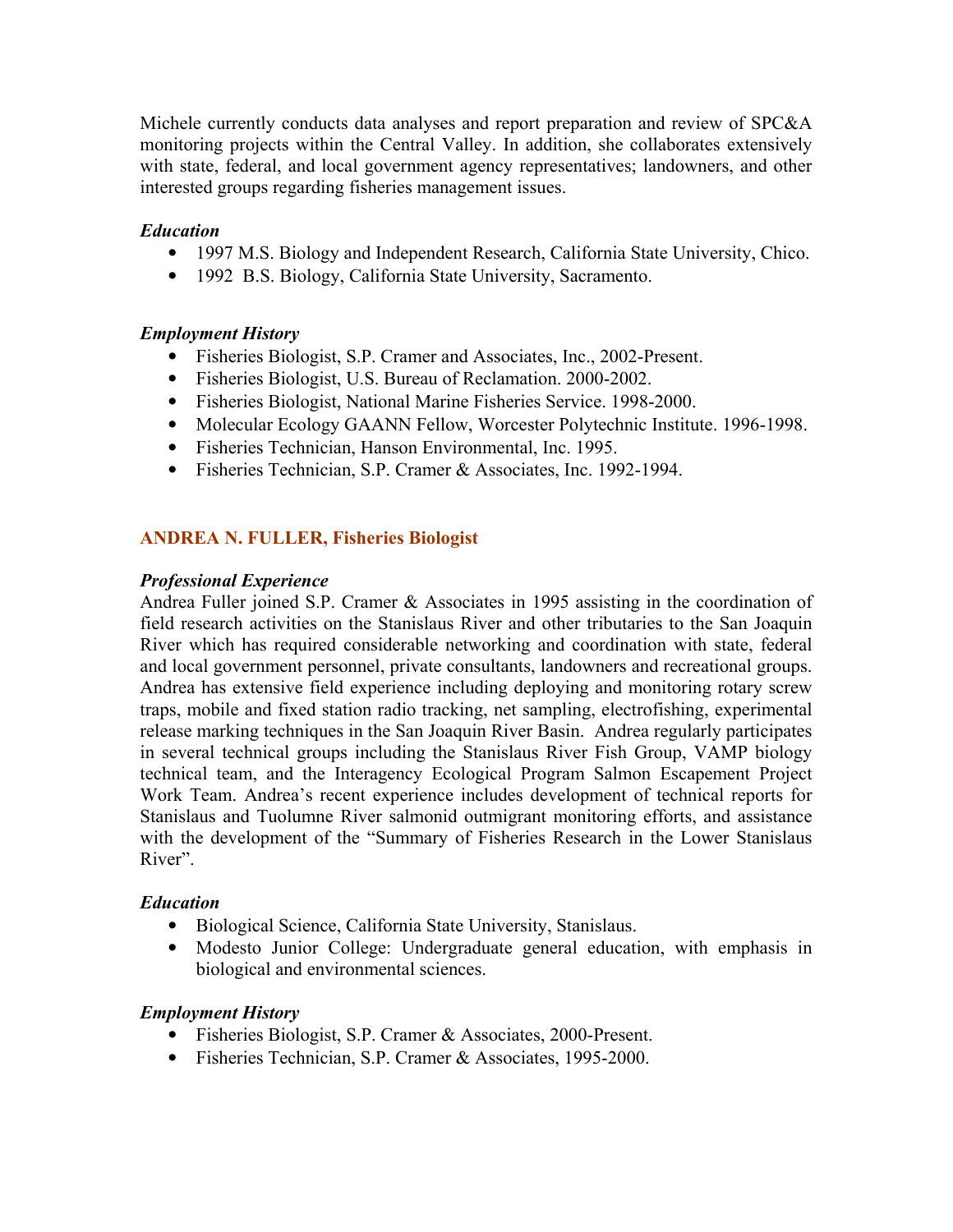Michele currently conducts data analyses and report preparation and review of SPC&A monitoring projects within the Central Valley. In addition, she collaborates extensively with state, federal, and local government agency representatives; landowners, and other interested groups regarding fisheries management issues.

*Education*

- 1997 M.S. Biology and Independent Research, California State University, Chico.
- 1992 B.S. Biology, California State University, Sacramento.

*Employment History*

- Fisheries Biologist, S.P. Cramer and Associates, Inc., 2002-Present.
- Fisheries Biologist, U.S. Bureau of Reclamation. 2000-2002.
- Fisheries Biologist, National Marine Fisheries Service. 1998-2000.
- Molecular Ecology GAANN Fellow, Worcester Polytechnic Institute. 1996-1998.
- Fisheries Technician, Hanson Environmental, Inc. 1995.
- Fisheries Technician, S.P. Cramer & Associates, Inc. 1992-1994.

## ANDREA N. FULLER, Fisheries Biologist

*Professional Experience*

Andrea Fuller joined S.P. Cramer & Associates in 1995 assisting in the coordination of field research activities on the Stanislaus River and other tributaries to the San Joaquin River which has required considerable networking and coordination with state, federal and local government personnel, private consultants, landowners and recreational groups. Andrea has extensive field experience including deploying and monitoring rotary screw traps, mobile and fixed station radio tracking, net sampling, electrofishing, experimental release marking techniques in the San Joaquin River Basin. Andrea regularly participates in several technical groups including the Stanislaus River Fish Group, VAMP biology technical team, and the Interagency Ecological Program Salmon Escapement Project Work Team. Andrea's recent experience includes development of technical reports for Stanislaus and Tuolumne River salmonid outmigrant monitoring efforts, and assistance with the development of the "Summary of Fisheries Research in the Lower Stanislaus River".

*Education*

- Biological Science, California State University, Stanislaus.
- Modesto Junior College: Undergraduate general education, with emphasis in biological and environmental sciences.

*Employment History*

- Fisheries Biologist, S.P. Cramer & Associates, 2000-Present.
- Fisheries Technician, S.P. Cramer & Associates, 1995-2000.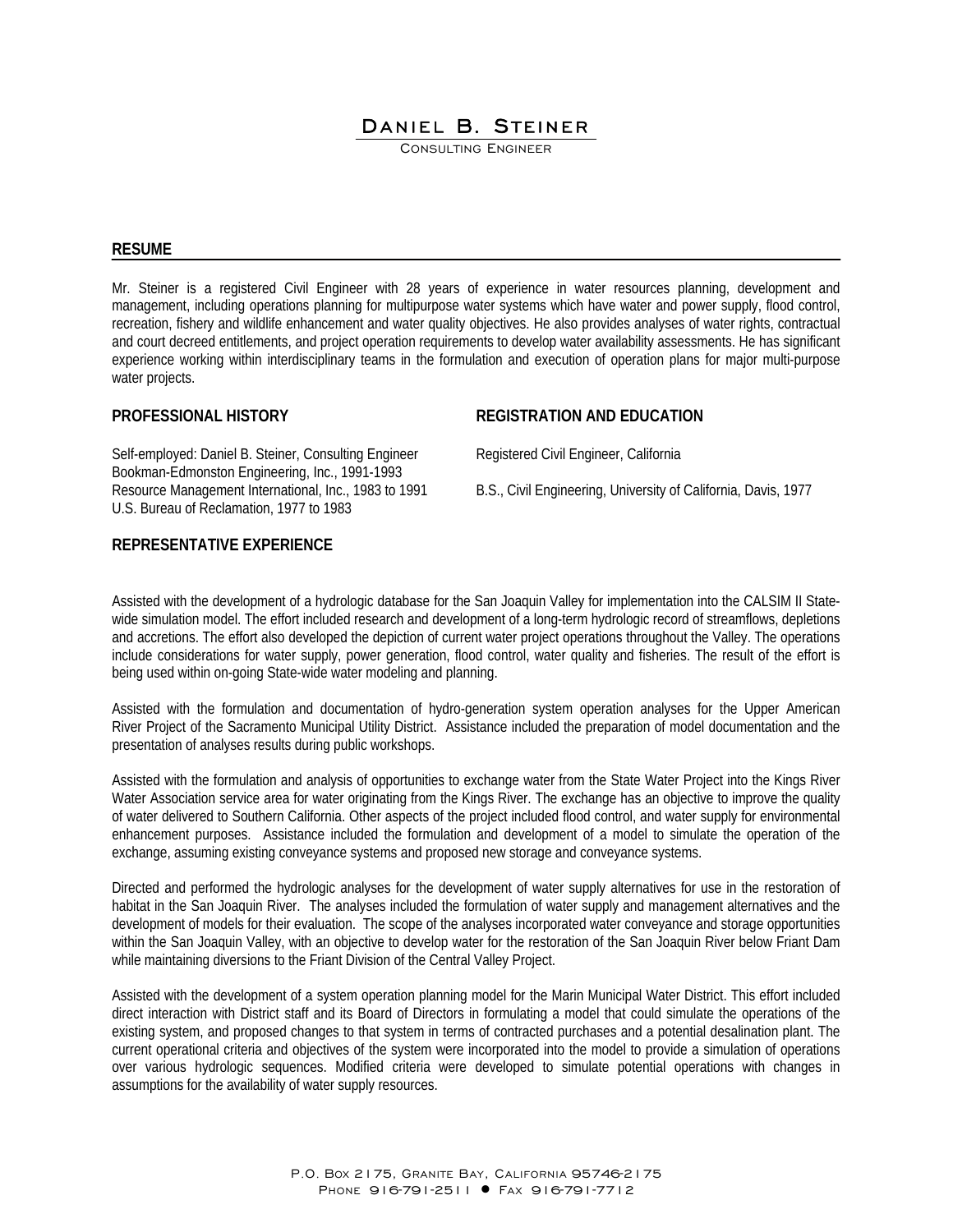# Daniel B. Steiner

Consulting Engineer

## RESUME

Mr. Steiner is a registered Civil Engineer with 28 years of experience in water resources planning, development and management, including operations planning for multipurpose water systems which have water and power supply, flood control, recreation, fishery and wildlife enhancement and water quality objectives. He also provides analyses of water rights, contractual and court decreed entitlements, and project operation requirements to develop water availability assessments. He has significant experience working within interdisciplinary teams in the formulation and execution of operation plans for major multi-purpose water projects.

## PROFESSIONAL HISTORY

Self-employed: Daniel B. Steiner, Consulting Engineer
Bookman-Edmonston Engineering, Inc., 1991-1993
Resource Management International, Inc., 1983 to 1991
U.S. Bureau of Reclamation, 1977 to 1983

## REGISTRATION AND EDUCATION

Registered Civil Engineer, California

B.S., Civil Engineering, University of California, Davis, 1977

## REPRESENTATIVE EXPERIENCE

Assisted with the development of a hydrologic database for the San Joaquin Valley for implementation into the CALSIM II State-wide simulation model. The effort included research and development of a long-term hydrologic record of streamflows, depletions and accretions. The effort also developed the depiction of current water project operations throughout the Valley. The operations include considerations for water supply, power generation, flood control, water quality and fisheries. The result of the effort is being used within on-going State-wide water modeling and planning.

Assisted with the formulation and documentation of hydro-generation system operation analyses for the Upper American River Project of the Sacramento Municipal Utility District. Assistance included the preparation of model documentation and the presentation of analyses results during public workshops.

Assisted with the formulation and analysis of opportunities to exchange water from the State Water Project into the Kings River Water Association service area for water originating from the Kings River. The exchange has an objective to improve the quality of water delivered to Southern California. Other aspects of the project included flood control, and water supply for environmental enhancement purposes. Assistance included the formulation and development of a model to simulate the operation of the exchange, assuming existing conveyance systems and proposed new storage and conveyance systems.

Directed and performed the hydrologic analyses for the development of water supply alternatives for use in the restoration of habitat in the San Joaquin River. The analyses included the formulation of water supply and management alternatives and the development of models for their evaluation. The scope of the analyses incorporated water conveyance and storage opportunities within the San Joaquin Valley, with an objective to develop water for the restoration of the San Joaquin River below Friant Dam while maintaining diversions to the Friant Division of the Central Valley Project.

Assisted with the development of a system operation planning model for the Marin Municipal Water District. This effort included direct interaction with District staff and its Board of Directors in formulating a model that could simulate the operations of the existing system, and proposed changes to that system in terms of contracted purchases and a potential desalination plant. The current operational criteria and objectives of the system were incorporated into the model to provide a simulation of operations over various hydrologic sequences. Modified criteria were developed to simulate potential operations with changes in assumptions for the availability of water supply resources.

P.O. Box 2175, Granite Bay, California 95746-2175
Phone 916-791-2511 • Fax 916-791-7712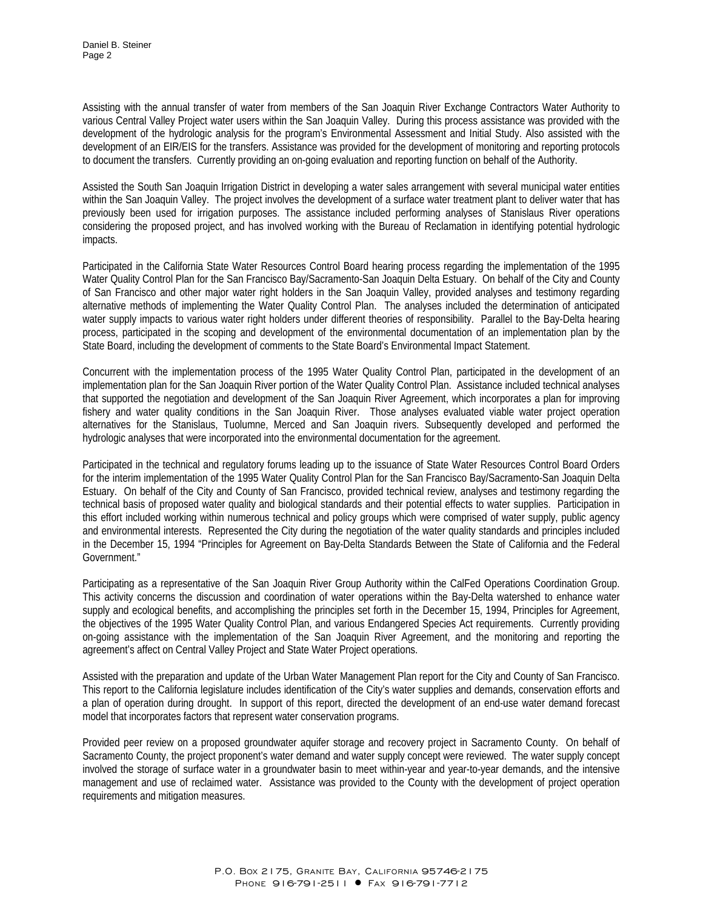Assisting with the annual transfer of water from members of the San Joaquin River Exchange Contractors Water Authority to various Central Valley Project water users within the San Joaquin Valley. During this process assistance was provided with the development of the hydrologic analysis for the program's Environmental Assessment and Initial Study. Also assisted with the development of an EIR/EIS for the transfers. Assistance was provided for the development of monitoring and reporting protocols to document the transfers. Currently providing an on-going evaluation and reporting function on behalf of the Authority.

Assisted the South San Joaquin Irrigation District in developing a water sales arrangement with several municipal water entities within the San Joaquin Valley. The project involves the development of a surface water treatment plant to deliver water that has previously been used for irrigation purposes. The assistance included performing analyses of Stanislaus River operations considering the proposed project, and has involved working with the Bureau of Reclamation in identifying potential hydrologic impacts.

Participated in the California State Water Resources Control Board hearing process regarding the implementation of the 1995 Water Quality Control Plan for the San Francisco Bay/Sacramento-San Joaquin Delta Estuary. On behalf of the City and County of San Francisco and other major water right holders in the San Joaquin Valley, provided analyses and testimony regarding alternative methods of implementing the Water Quality Control Plan. The analyses included the determination of anticipated water supply impacts to various water right holders under different theories of responsibility. Parallel to the Bay-Delta hearing process, participated in the scoping and development of the environmental documentation of an implementation plan by the State Board, including the development of comments to the State Board's Environmental Impact Statement.

Concurrent with the implementation process of the 1995 Water Quality Control Plan, participated in the development of an implementation plan for the San Joaquin River portion of the Water Quality Control Plan. Assistance included technical analyses that supported the negotiation and development of the San Joaquin River Agreement, which incorporates a plan for improving fishery and water quality conditions in the San Joaquin River. Those analyses evaluated viable water project operation alternatives for the Stanislaus, Tuolumne, Merced and San Joaquin rivers. Subsequently developed and performed the hydrologic analyses that were incorporated into the environmental documentation for the agreement.

Participated in the technical and regulatory forums leading up to the issuance of State Water Resources Control Board Orders for the interim implementation of the 1995 Water Quality Control Plan for the San Francisco Bay/Sacramento-San Joaquin Delta Estuary. On behalf of the City and County of San Francisco, provided technical review, analyses and testimony regarding the technical basis of proposed water quality and biological standards and their potential effects to water supplies. Participation in this effort included working within numerous technical and policy groups which were comprised of water supply, public agency and environmental interests. Represented the City during the negotiation of the water quality standards and principles included in the December 15, 1994 "Principles for Agreement on Bay-Delta Standards Between the State of California and the Federal Government."

Participating as a representative of the San Joaquin River Group Authority within the CalFed Operations Coordination Group. This activity concerns the discussion and coordination of water operations within the Bay-Delta watershed to enhance water supply and ecological benefits, and accomplishing the principles set forth in the December 15, 1994, Principles for Agreement, the objectives of the 1995 Water Quality Control Plan, and various Endangered Species Act requirements. Currently providing on-going assistance with the implementation of the San Joaquin River Agreement, and the monitoring and reporting the agreement's affect on Central Valley Project and State Water Project operations.

Assisted with the preparation and update of the Urban Water Management Plan report for the City and County of San Francisco. This report to the California legislature includes identification of the City's water supplies and demands, conservation efforts and a plan of operation during drought. In support of this report, directed the development of an end-use water demand forecast model that incorporates factors that represent water conservation programs.

Provided peer review on a proposed groundwater aquifer storage and recovery project in Sacramento County. On behalf of Sacramento County, the project proponent's water demand and water supply concept were reviewed. The water supply concept involved the storage of surface water in a groundwater basin to meet within-year and year-to-year demands, and the intensive management and use of reclaimed water. Assistance was provided to the County with the development of project operation requirements and mitigation measures.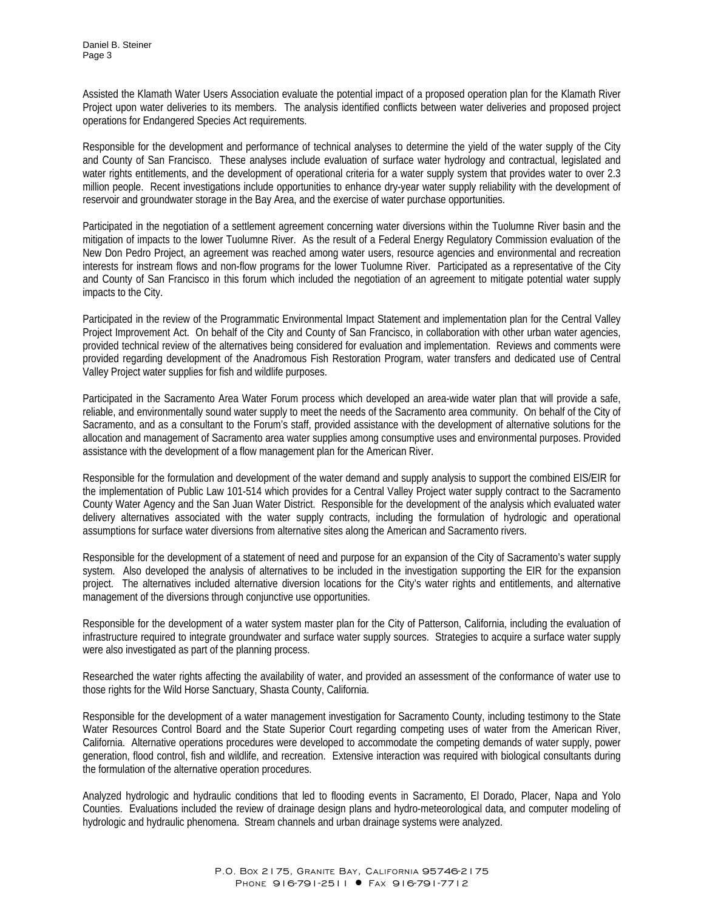Assisted the Klamath Water Users Association evaluate the potential impact of a proposed operation plan for the Klamath River Project upon water deliveries to its members. The analysis identified conflicts between water deliveries and proposed project operations for Endangered Species Act requirements.

Responsible for the development and performance of technical analyses to determine the yield of the water supply of the City and County of San Francisco. These analyses include evaluation of surface water hydrology and contractual, legislated and water rights entitlements, and the development of operational criteria for a water supply system that provides water to over 2.3 million people. Recent investigations include opportunities to enhance dry-year water supply reliability with the development of reservoir and groundwater storage in the Bay Area, and the exercise of water purchase opportunities.

Participated in the negotiation of a settlement agreement concerning water diversions within the Tuolumne River basin and the mitigation of impacts to the lower Tuolumne River. As the result of a Federal Energy Regulatory Commission evaluation of the New Don Pedro Project, an agreement was reached among water users, resource agencies and environmental and recreation interests for instream flows and non-flow programs for the lower Tuolumne River. Participated as a representative of the City and County of San Francisco in this forum which included the negotiation of an agreement to mitigate potential water supply impacts to the City.

Participated in the review of the Programmatic Environmental Impact Statement and implementation plan for the Central Valley Project Improvement Act. On behalf of the City and County of San Francisco, in collaboration with other urban water agencies, provided technical review of the alternatives being considered for evaluation and implementation. Reviews and comments were provided regarding development of the Anadromous Fish Restoration Program, water transfers and dedicated use of Central Valley Project water supplies for fish and wildlife purposes.

Participated in the Sacramento Area Water Forum process which developed an area-wide water plan that will provide a safe, reliable, and environmentally sound water supply to meet the needs of the Sacramento area community. On behalf of the City of Sacramento, and as a consultant to the Forum's staff, provided assistance with the development of alternative solutions for the allocation and management of Sacramento area water supplies among consumptive uses and environmental purposes. Provided assistance with the development of a flow management plan for the American River.

Responsible for the formulation and development of the water demand and supply analysis to support the combined EIS/EIR for the implementation of Public Law 101-514 which provides for a Central Valley Project water supply contract to the Sacramento County Water Agency and the San Juan Water District. Responsible for the development of the analysis which evaluated water delivery alternatives associated with the water supply contracts, including the formulation of hydrologic and operational assumptions for surface water diversions from alternative sites along the American and Sacramento rivers.

Responsible for the development of a statement of need and purpose for an expansion of the City of Sacramento's water supply system. Also developed the analysis of alternatives to be included in the investigation supporting the EIR for the expansion project. The alternatives included alternative diversion locations for the City's water rights and entitlements, and alternative management of the diversions through conjunctive use opportunities.

Responsible for the development of a water system master plan for the City of Patterson, California, including the evaluation of infrastructure required to integrate groundwater and surface water supply sources. Strategies to acquire a surface water supply were also investigated as part of the planning process.

Researched the water rights affecting the availability of water, and provided an assessment of the conformance of water use to those rights for the Wild Horse Sanctuary, Shasta County, California.

Responsible for the development of a water management investigation for Sacramento County, including testimony to the State Water Resources Control Board and the State Superior Court regarding competing uses of water from the American River, California. Alternative operations procedures were developed to accommodate the competing demands of water supply, power generation, flood control, fish and wildlife, and recreation. Extensive interaction was required with biological consultants during the formulation of the alternative operation procedures.

Analyzed hydrologic and hydraulic conditions that led to flooding events in Sacramento, El Dorado, Placer, Napa and Yolo Counties. Evaluations included the review of drainage design plans and hydro-meteorological data, and computer modeling of hydrologic and hydraulic phenomena. Stream channels and urban drainage systems were analyzed.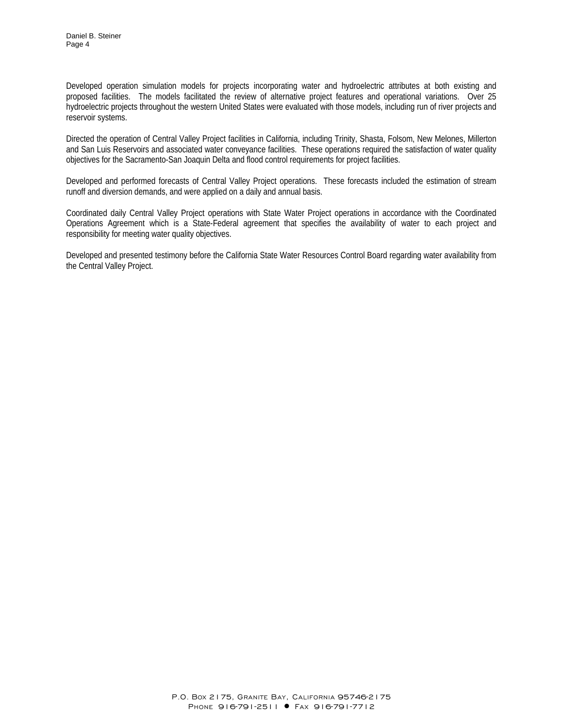Developed operation simulation models for projects incorporating water and hydroelectric attributes at both existing and proposed facilities. The models facilitated the review of alternative project features and operational variations. Over 25 hydroelectric projects throughout the western United States were evaluated with those models, including run of river projects and reservoir systems.

Directed the operation of Central Valley Project facilities in California, including Trinity, Shasta, Folsom, New Melones, Millerton and San Luis Reservoirs and associated water conveyance facilities. These operations required the satisfaction of water quality objectives for the Sacramento-San Joaquin Delta and flood control requirements for project facilities.

Developed and performed forecasts of Central Valley Project operations. These forecasts included the estimation of stream runoff and diversion demands, and were applied on a daily and annual basis.

Coordinated daily Central Valley Project operations with State Water Project operations in accordance with the Coordinated Operations Agreement which is a State-Federal agreement that specifies the availability of water to each project and responsibility for meeting water quality objectives.

Developed and presented testimony before the California State Water Resources Control Board regarding water availability from the Central Valley Project.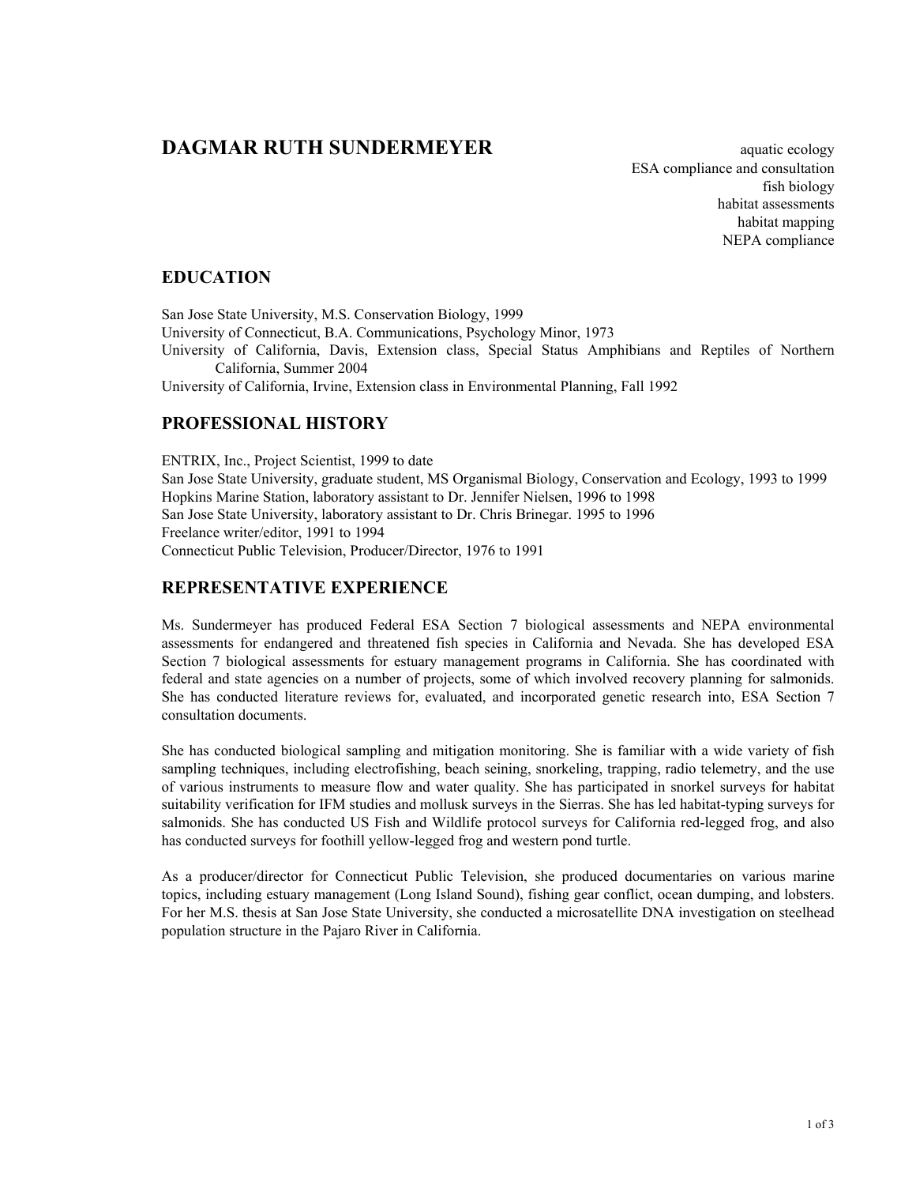# DAGMAR RUTH SUNDERMEYER

aquatic ecology
ESA compliance and consultation
fish biology
habitat assessments
habitat mapping
NEPA compliance

## EDUCATION

San Jose State University, M.S. Conservation Biology, 1999
University of Connecticut, B.A. Communications, Psychology Minor, 1973
University of California, Davis, Extension class, Special Status Amphibians and Reptiles of Northern California, Summer 2004
University of California, Irvine, Extension class in Environmental Planning, Fall 1992

## PROFESSIONAL HISTORY

ENTRIX, Inc., Project Scientist, 1999 to date
San Jose State University, graduate student, MS Organismal Biology, Conservation and Ecology, 1993 to 1999
Hopkins Marine Station, laboratory assistant to Dr. Jennifer Nielsen, 1996 to 1998
San Jose State University, laboratory assistant to Dr. Chris Brinegar. 1995 to 1996
Freelance writer/editor, 1991 to 1994
Connecticut Public Television, Producer/Director, 1976 to 1991

## REPRESENTATIVE EXPERIENCE

Ms. Sundermeyer has produced Federal ESA Section 7 biological assessments and NEPA environmental assessments for endangered and threatened fish species in California and Nevada. She has developed ESA Section 7 biological assessments for estuary management programs in California. She has coordinated with federal and state agencies on a number of projects, some of which involved recovery planning for salmonids. She has conducted literature reviews for, evaluated, and incorporated genetic research into, ESA Section 7 consultation documents.

She has conducted biological sampling and mitigation monitoring. She is familiar with a wide variety of fish sampling techniques, including electrofishing, beach seining, snorkeling, trapping, radio telemetry, and the use of various instruments to measure flow and water quality. She has participated in snorkel surveys for habitat suitability verification for IFM studies and mollusk surveys in the Sierras. She has led habitat-typing surveys for salmonids. She has conducted US Fish and Wildlife protocol surveys for California red-legged frog, and also has conducted surveys for foothill yellow-legged frog and western pond turtle.

As a producer/director for Connecticut Public Television, she produced documentaries on various marine topics, including estuary management (Long Island Sound), fishing gear conflict, ocean dumping, and lobsters. For her M.S. thesis at San Jose State University, she conducted a microsatellite DNA investigation on steelhead population structure in the Pajaro River in California.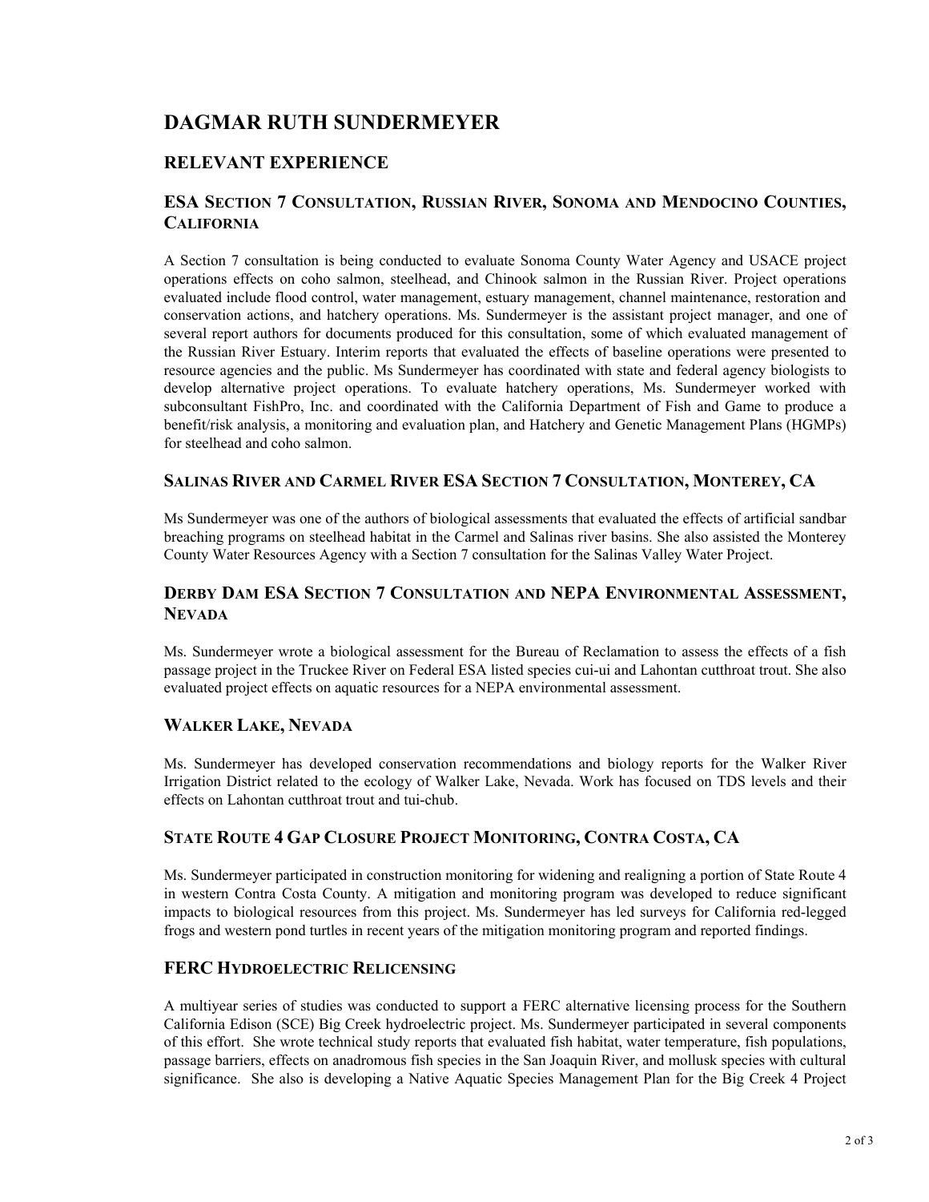# DAGMAR RUTH SUNDERMEYER

## RELEVANT EXPERIENCE

### ESA SECTION 7 CONSULTATION, RUSSIAN RIVER, SONOMA AND MENDOCINO COUNTIES, CALIFORNIA

A Section 7 consultation is being conducted to evaluate Sonoma County Water Agency and USACE project operations effects on coho salmon, steelhead, and Chinook salmon in the Russian River. Project operations evaluated include flood control, water management, estuary management, channel maintenance, restoration and conservation actions, and hatchery operations. Ms. Sundermeyer is the assistant project manager, and one of several report authors for documents produced for this consultation, some of which evaluated management of the Russian River Estuary. Interim reports that evaluated the effects of baseline operations were presented to resource agencies and the public. Ms Sundermeyer has coordinated with state and federal agency biologists to develop alternative project operations. To evaluate hatchery operations, Ms. Sundermeyer worked with subconsultant FishPro, Inc. and coordinated with the California Department of Fish and Game to produce a benefit/risk analysis, a monitoring and evaluation plan, and Hatchery and Genetic Management Plans (HGMPs) for steelhead and coho salmon.

### SALINAS RIVER AND CARMEL RIVER ESA SECTION 7 CONSULTATION, MONTEREY, CA

Ms Sundermeyer was one of the authors of biological assessments that evaluated the effects of artificial sandbar breaching programs on steelhead habitat in the Carmel and Salinas river basins. She also assisted the Monterey County Water Resources Agency with a Section 7 consultation for the Salinas Valley Water Project.

### DERBY DAM ESA SECTION 7 CONSULTATION AND NEPA ENVIRONMENTAL ASSESSMENT, NEVADA

Ms. Sundermeyer wrote a biological assessment for the Bureau of Reclamation to assess the effects of a fish passage project in the Truckee River on Federal ESA listed species cui-ui and Lahontan cutthroat trout. She also evaluated project effects on aquatic resources for a NEPA environmental assessment.

### WALKER LAKE, NEVADA

Ms. Sundermeyer has developed conservation recommendations and biology reports for the Walker River Irrigation District related to the ecology of Walker Lake, Nevada. Work has focused on TDS levels and their effects on Lahontan cutthroat trout and tui-chub.

### STATE ROUTE 4 GAP CLOSURE PROJECT MONITORING, CONTRA COSTA, CA

Ms. Sundermeyer participated in construction monitoring for widening and realigning a portion of State Route 4 in western Contra Costa County. A mitigation and monitoring program was developed to reduce significant impacts to biological resources from this project. Ms. Sundermeyer has led surveys for California red-legged frogs and western pond turtles in recent years of the mitigation monitoring program and reported findings.

### FERC HYDROELECTRIC RELICENSING

A multiyear series of studies was conducted to support a FERC alternative licensing process for the Southern California Edison (SCE) Big Creek hydroelectric project. Ms. Sundermeyer participated in several components of this effort. She wrote technical study reports that evaluated fish habitat, water temperature, fish populations, passage barriers, effects on anadromous fish species in the San Joaquin River, and mollusk species with cultural significance. She also is developing a Native Aquatic Species Management Plan for the Big Creek 4 Project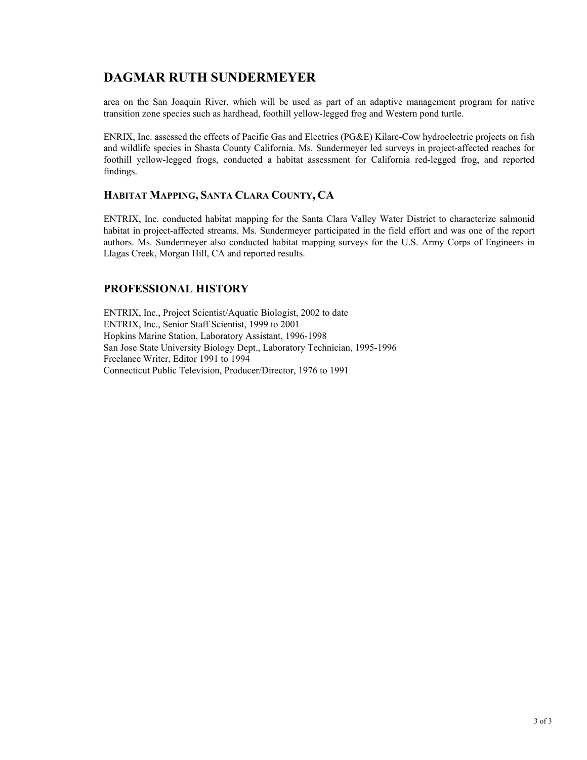# DAGMAR RUTH SUNDERMEYER

area on the San Joaquin River, which will be used as part of an adaptive management program for native transition zone species such as hardhead, foothill yellow-legged frog and Western pond turtle.

ENRIX, Inc. assessed the effects of Pacific Gas and Electrics (PG&E) Kilarc-Cow hydroelectric projects on fish and wildlife species in Shasta County California. Ms. Sundermeyer led surveys in project-affected reaches for foothill yellow-legged frogs, conducted a habitat assessment for California red-legged frog, and reported findings.

### HABITAT MAPPING, SANTA CLARA COUNTY, CA

ENTRIX, Inc. conducted habitat mapping for the Santa Clara Valley Water District to characterize salmonid habitat in project-affected streams. Ms. Sundermeyer participated in the field effort and was one of the report authors. Ms. Sundermeyer also conducted habitat mapping surveys for the U.S. Army Corps of Engineers in Llagas Creek, Morgan Hill, CA and reported results.

## PROFESSIONAL HISTORY

ENTRIX, Inc., Project Scientist/Aquatic Biologist, 2002 to date
ENTRIX, Inc., Senior Staff Scientist, 1999 to 2001
Hopkins Marine Station, Laboratory Assistant, 1996-1998
San Jose State University Biology Dept., Laboratory Technician, 1995-1996
Freelance Writer, Editor 1991 to 1994
Connecticut Public Television, Producer/Director, 1976 to 1991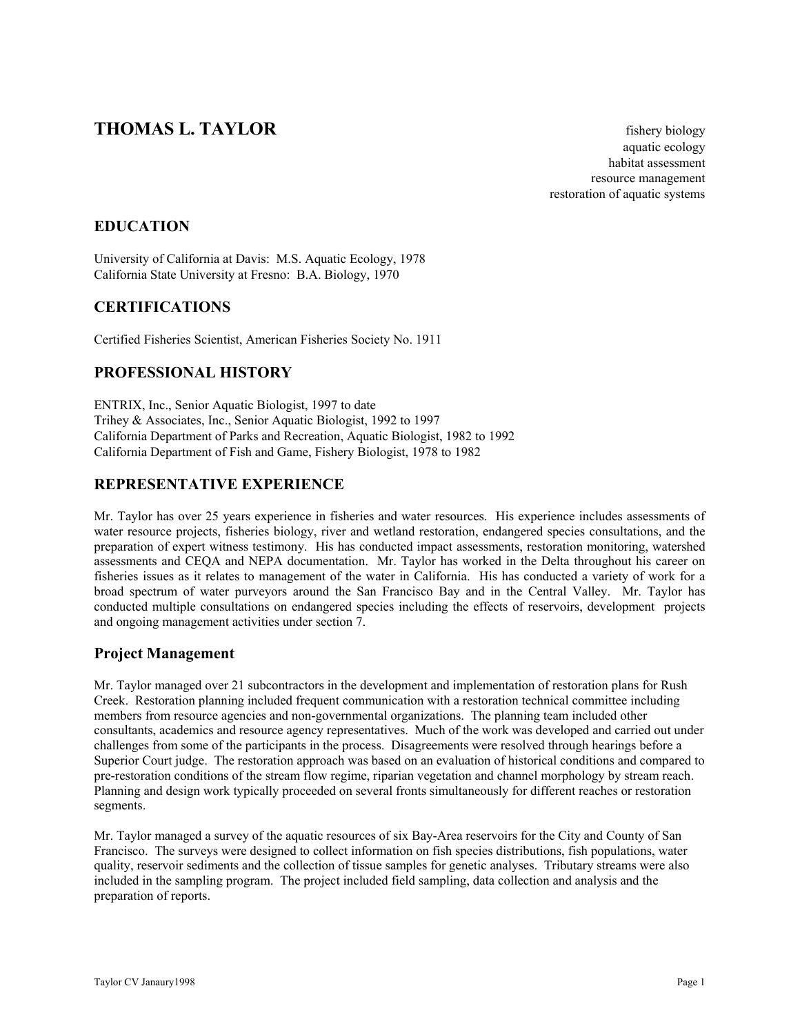# THOMAS L. TAYLOR

fishery biology
aquatic ecology
habitat assessment
resource management
restoration of aquatic systems

## EDUCATION

University of California at Davis: M.S. Aquatic Ecology, 1978
California State University at Fresno: B.A. Biology, 1970

## CERTIFICATIONS

Certified Fisheries Scientist, American Fisheries Society No. 1911

## PROFESSIONAL HISTORY

ENTRIX, Inc., Senior Aquatic Biologist, 1997 to date
Trihey & Associates, Inc., Senior Aquatic Biologist, 1992 to 1997
California Department of Parks and Recreation, Aquatic Biologist, 1982 to 1992
California Department of Fish and Game, Fishery Biologist, 1978 to 1982

## REPRESENTATIVE EXPERIENCE

Mr. Taylor has over 25 years experience in fisheries and water resources. His experience includes assessments of water resource projects, fisheries biology, river and wetland restoration, endangered species consultations, and the preparation of expert witness testimony. His has conducted impact assessments, restoration monitoring, watershed assessments and CEQA and NEPA documentation. Mr. Taylor has worked in the Delta throughout his career on fisheries issues as it relates to management of the water in California. His has conducted a variety of work for a broad spectrum of water purveyors around the San Francisco Bay and in the Central Valley. Mr. Taylor has conducted multiple consultations on endangered species including the effects of reservoirs, development projects and ongoing management activities under section 7.

### Project Management

Mr. Taylor managed over 21 subcontractors in the development and implementation of restoration plans for Rush Creek. Restoration planning included frequent communication with a restoration technical committee including members from resource agencies and non-governmental organizations. The planning team included other consultants, academics and resource agency representatives. Much of the work was developed and carried out under challenges from some of the participants in the process. Disagreements were resolved through hearings before a Superior Court judge. The restoration approach was based on an evaluation of historical conditions and compared to pre-restoration conditions of the stream flow regime, riparian vegetation and channel morphology by stream reach. Planning and design work typically proceeded on several fronts simultaneously for different reaches or restoration segments.

Mr. Taylor managed a survey of the aquatic resources of six Bay-Area reservoirs for the City and County of San Francisco. The surveys were designed to collect information on fish species distributions, fish populations, water quality, reservoir sediments and the collection of tissue samples for genetic analyses. Tributary streams were also included in the sampling program. The project included field sampling, data collection and analysis and the preparation of reports.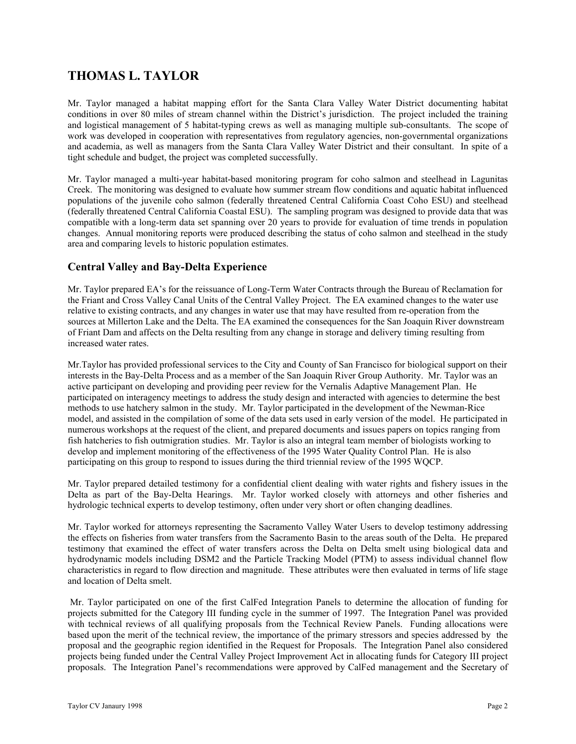# THOMAS L. TAYLOR

Mr. Taylor managed a habitat mapping effort for the Santa Clara Valley Water District documenting habitat conditions in over 80 miles of stream channel within the District's jurisdiction. The project included the training and logistical management of 5 habitat-typing crews as well as managing multiple sub-consultants. The scope of work was developed in cooperation with representatives from regulatory agencies, non-governmental organizations and academia, as well as managers from the Santa Clara Valley Water District and their consultant. In spite of a tight schedule and budget, the project was completed successfully.

Mr. Taylor managed a multi-year habitat-based monitoring program for coho salmon and steelhead in Lagunitas Creek. The monitoring was designed to evaluate how summer stream flow conditions and aquatic habitat influenced populations of the juvenile coho salmon (federally threatened Central California Coast Coho ESU) and steelhead (federally threatened Central California Coastal ESU). The sampling program was designed to provide data that was compatible with a long-term data set spanning over 20 years to provide for evaluation of time trends in population changes. Annual monitoring reports were produced describing the status of coho salmon and steelhead in the study area and comparing levels to historic population estimates.

## Central Valley and Bay-Delta Experience

Mr. Taylor prepared EA's for the reissuance of Long-Term Water Contracts through the Bureau of Reclamation for the Friant and Cross Valley Canal Units of the Central Valley Project. The EA examined changes to the water use relative to existing contracts, and any changes in water use that may have resulted from re-operation from the sources at Millerton Lake and the Delta. The EA examined the consequences for the San Joaquin River downstream of Friant Dam and affects on the Delta resulting from any change in storage and delivery timing resulting from increased water rates.

Mr.Taylor has provided professional services to the City and County of San Francisco for biological support on their interests in the Bay-Delta Process and as a member of the San Joaquin River Group Authority. Mr. Taylor was an active participant on developing and providing peer review for the Vernalis Adaptive Management Plan. He participated on interagency meetings to address the study design and interacted with agencies to determine the best methods to use hatchery salmon in the study. Mr. Taylor participated in the development of the Newman-Rice model, and assisted in the compilation of some of the data sets used in early version of the model. He participated in numerous workshops at the request of the client, and prepared documents and issues papers on topics ranging from fish hatcheries to fish outmigration studies. Mr. Taylor is also an integral team member of biologists working to develop and implement monitoring of the effectiveness of the 1995 Water Quality Control Plan. He is also participating on this group to respond to issues during the third triennial review of the 1995 WQCP.

Mr. Taylor prepared detailed testimony for a confidential client dealing with water rights and fishery issues in the Delta as part of the Bay-Delta Hearings. Mr. Taylor worked closely with attorneys and other fisheries and hydrologic technical experts to develop testimony, often under very short or often changing deadlines.

Mr. Taylor worked for attorneys representing the Sacramento Valley Water Users to develop testimony addressing the effects on fisheries from water transfers from the Sacramento Basin to the areas south of the Delta. He prepared testimony that examined the effect of water transfers across the Delta on Delta smelt using biological data and hydrodynamic models including DSM2 and the Particle Tracking Model (PTM) to assess individual channel flow characteristics in regard to flow direction and magnitude. These attributes were then evaluated in terms of life stage and location of Delta smelt.

Mr. Taylor participated on one of the first CalFed Integration Panels to determine the allocation of funding for projects submitted for the Category III funding cycle in the summer of 1997. The Integration Panel was provided with technical reviews of all qualifying proposals from the Technical Review Panels. Funding allocations were based upon the merit of the technical review, the importance of the primary stressors and species addressed by the proposal and the geographic region identified in the Request for Proposals. The Integration Panel also considered projects being funded under the Central Valley Project Improvement Act in allocating funds for Category III project proposals. The Integration Panel's recommendations were approved by CalFed management and the Secretary of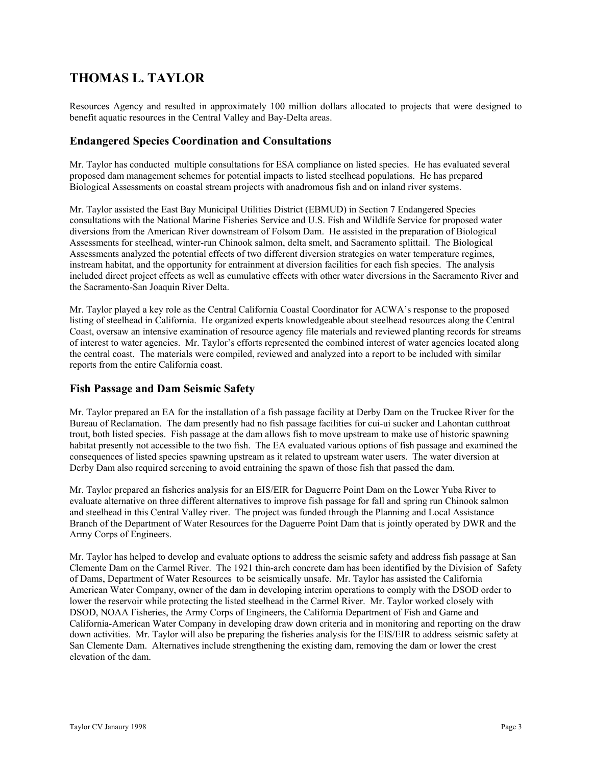# THOMAS L. TAYLOR

Resources Agency and resulted in approximately 100 million dollars allocated to projects that were designed to benefit aquatic resources in the Central Valley and Bay-Delta areas.

## Endangered Species Coordination and Consultations

Mr. Taylor has conducted multiple consultations for ESA compliance on listed species. He has evaluated several proposed dam management schemes for potential impacts to listed steelhead populations. He has prepared Biological Assessments on coastal stream projects with anadromous fish and on inland river systems.

Mr. Taylor assisted the East Bay Municipal Utilities District (EBMUD) in Section 7 Endangered Species consultations with the National Marine Fisheries Service and U.S. Fish and Wildlife Service for proposed water diversions from the American River downstream of Folsom Dam. He assisted in the preparation of Biological Assessments for steelhead, winter-run Chinook salmon, delta smelt, and Sacramento splittail. The Biological Assessments analyzed the potential effects of two different diversion strategies on water temperature regimes, instream habitat, and the opportunity for entrainment at diversion facilities for each fish species. The analysis included direct project effects as well as cumulative effects with other water diversions in the Sacramento River and the Sacramento-San Joaquin River Delta.

Mr. Taylor played a key role as the Central California Coastal Coordinator for ACWA's response to the proposed listing of steelhead in California. He organized experts knowledgeable about steelhead resources along the Central Coast, oversaw an intensive examination of resource agency file materials and reviewed planting records for streams of interest to water agencies. Mr. Taylor's efforts represented the combined interest of water agencies located along the central coast. The materials were compiled, reviewed and analyzed into a report to be included with similar reports from the entire California coast.

## Fish Passage and Dam Seismic Safety

Mr. Taylor prepared an EA for the installation of a fish passage facility at Derby Dam on the Truckee River for the Bureau of Reclamation. The dam presently had no fish passage facilities for cui-ui sucker and Lahontan cutthroat trout, both listed species. Fish passage at the dam allows fish to move upstream to make use of historic spawning habitat presently not accessible to the two fish. The EA evaluated various options of fish passage and examined the consequences of listed species spawning upstream as it related to upstream water users. The water diversion at Derby Dam also required screening to avoid entraining the spawn of those fish that passed the dam.

Mr. Taylor prepared an fisheries analysis for an EIS/EIR for Daguerre Point Dam on the Lower Yuba River to evaluate alternative on three different alternatives to improve fish passage for fall and spring run Chinook salmon and steelhead in this Central Valley river. The project was funded through the Planning and Local Assistance Branch of the Department of Water Resources for the Daguerre Point Dam that is jointly operated by DWR and the Army Corps of Engineers.

Mr. Taylor has helped to develop and evaluate options to address the seismic safety and address fish passage at San Clemente Dam on the Carmel River. The 1921 thin-arch concrete dam has been identified by the Division of Safety of Dams, Department of Water Resources to be seismically unsafe. Mr. Taylor has assisted the California American Water Company, owner of the dam in developing interim operations to comply with the DSOD order to lower the reservoir while protecting the listed steelhead in the Carmel River. Mr. Taylor worked closely with DSOD, NOAA Fisheries, the Army Corps of Engineers, the California Department of Fish and Game and California-American Water Company in developing draw down criteria and in monitoring and reporting on the draw down activities. Mr. Taylor will also be preparing the fisheries analysis for the EIS/EIR to address seismic safety at San Clemente Dam. Alternatives include strengthening the existing dam, removing the dam or lower the crest elevation of the dam.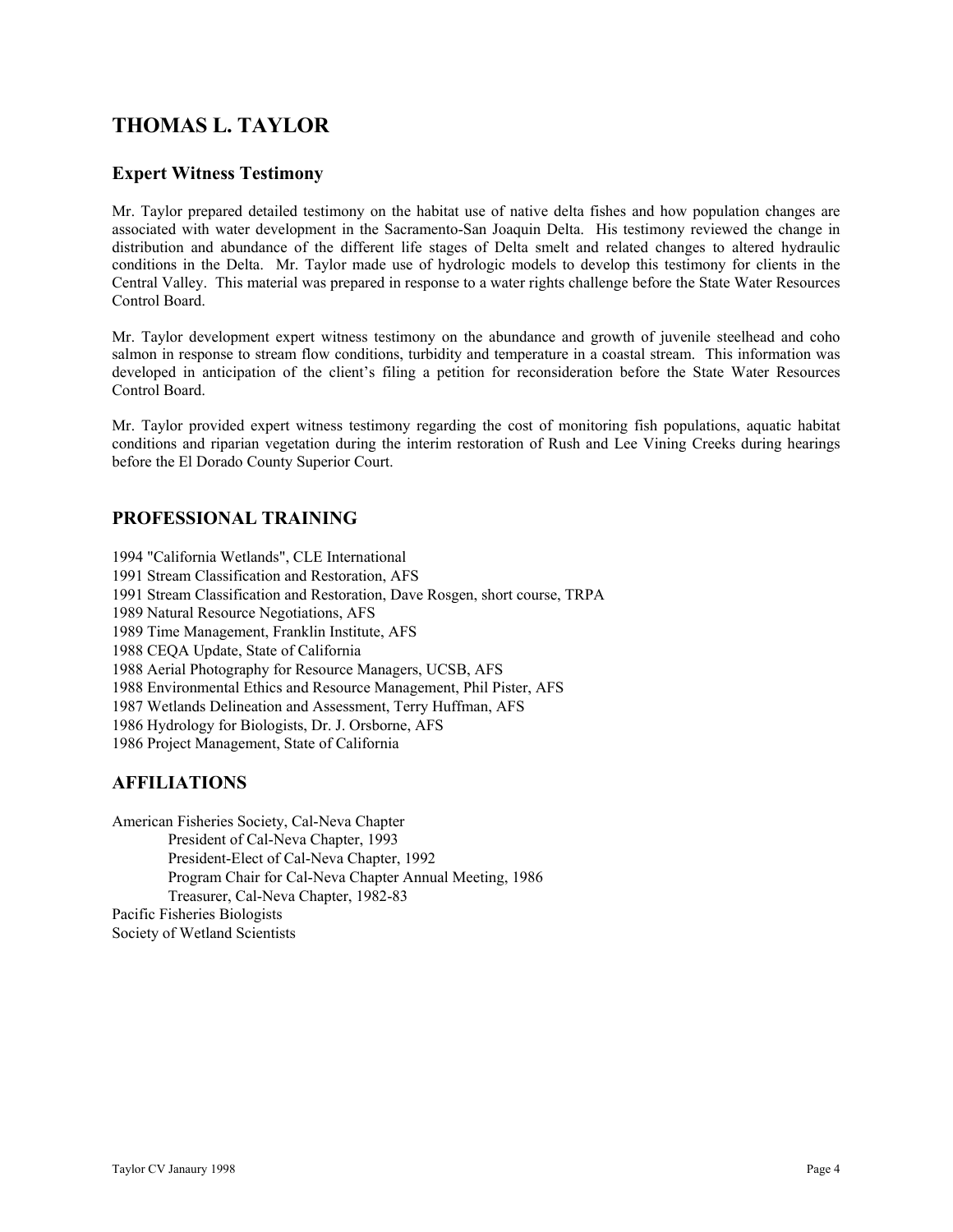# THOMAS L. TAYLOR

## Expert Witness Testimony

Mr. Taylor prepared detailed testimony on the habitat use of native delta fishes and how population changes are associated with water development in the Sacramento-San Joaquin Delta. His testimony reviewed the change in distribution and abundance of the different life stages of Delta smelt and related changes to altered hydraulic conditions in the Delta. Mr. Taylor made use of hydrologic models to develop this testimony for clients in the Central Valley. This material was prepared in response to a water rights challenge before the State Water Resources Control Board.

Mr. Taylor development expert witness testimony on the abundance and growth of juvenile steelhead and coho salmon in response to stream flow conditions, turbidity and temperature in a coastal stream. This information was developed in anticipation of the client's filing a petition for reconsideration before the State Water Resources Control Board.

Mr. Taylor provided expert witness testimony regarding the cost of monitoring fish populations, aquatic habitat conditions and riparian vegetation during the interim restoration of Rush and Lee Vining Creeks during hearings before the El Dorado County Superior Court.

## PROFESSIONAL TRAINING

1994 "California Wetlands", CLE International
1991 Stream Classification and Restoration, AFS
1991 Stream Classification and Restoration, Dave Rosgen, short course, TRPA
1989 Natural Resource Negotiations, AFS
1989 Time Management, Franklin Institute, AFS
1988 CEQA Update, State of California
1988 Aerial Photography for Resource Managers, UCSB, AFS
1988 Environmental Ethics and Resource Management, Phil Pister, AFS
1987 Wetlands Delineation and Assessment, Terry Huffman, AFS
1986 Hydrology for Biologists, Dr. J. Orsborne, AFS
1986 Project Management, State of California

## AFFILIATIONS

American Fisheries Society, Cal-Neva Chapter
- President of Cal-Neva Chapter, 1993
- President-Elect of Cal-Neva Chapter, 1992
- Program Chair for Cal-Neva Chapter Annual Meeting, 1986
- Treasurer, Cal-Neva Chapter, 1982-83

Pacific Fisheries Biologists
Society of Wetland Scientists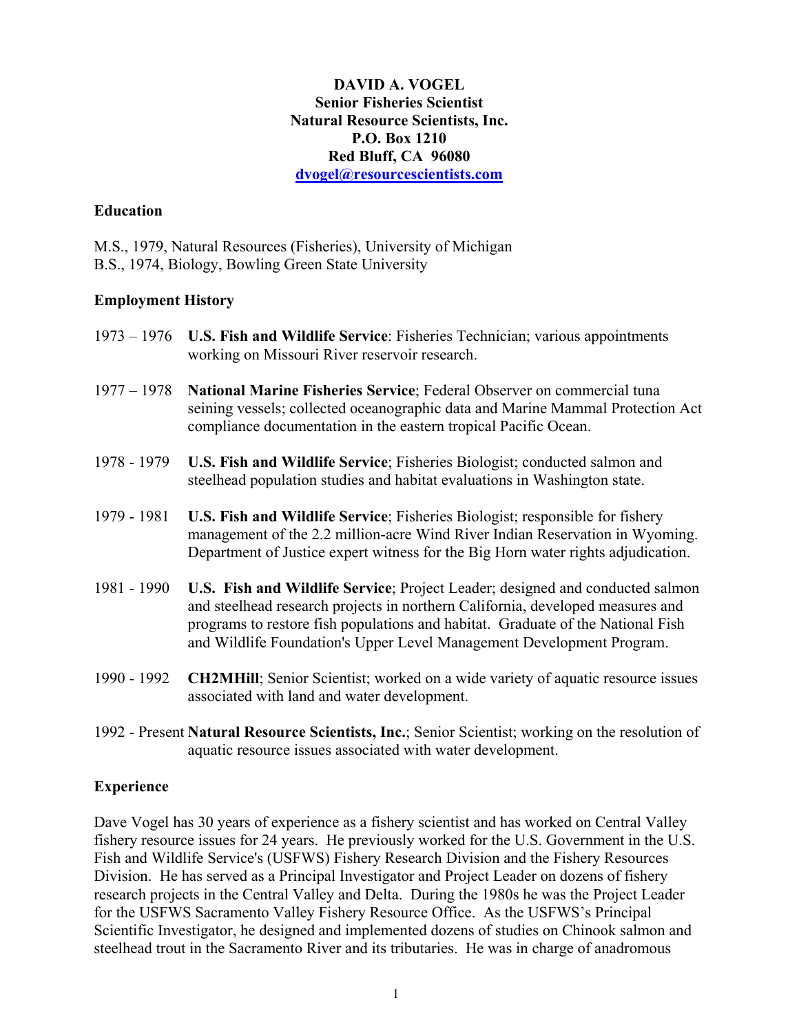**DAVID A. VOGEL**
**Senior Fisheries Scientist**
**Natural Resource Scientists, Inc.**
**P.O. Box 1210**
**Red Bluff, CA 96080**
**dvogel@resourcescientists.com**

## Education

M.S., 1979, Natural Resources (Fisheries), University of Michigan
B.S., 1974, Biology, Bowling Green State University

## Employment History

1973 – 1976 **U.S. Fish and Wildlife Service**: Fisheries Technician; various appointments working on Missouri River reservoir research.

1977 – 1978 **National Marine Fisheries Service**; Federal Observer on commercial tuna seining vessels; collected oceanographic data and Marine Mammal Protection Act compliance documentation in the eastern tropical Pacific Ocean.

1978 - 1979 **U.S. Fish and Wildlife Service**; Fisheries Biologist; conducted salmon and steelhead population studies and habitat evaluations in Washington state.

1979 - 1981 **U.S. Fish and Wildlife Service**; Fisheries Biologist; responsible for fishery management of the 2.2 million-acre Wind River Indian Reservation in Wyoming. Department of Justice expert witness for the Big Horn water rights adjudication.

1981 - 1990 **U.S. Fish and Wildlife Service**; Project Leader; designed and conducted salmon and steelhead research projects in northern California, developed measures and programs to restore fish populations and habitat. Graduate of the National Fish and Wildlife Foundation's Upper Level Management Development Program.

1990 - 1992 **CH2MHill**; Senior Scientist; worked on a wide variety of aquatic resource issues associated with land and water development.

1992 - Present **Natural Resource Scientists, Inc.**; Senior Scientist; working on the resolution of aquatic resource issues associated with water development.

## Experience

Dave Vogel has 30 years of experience as a fishery scientist and has worked on Central Valley fishery resource issues for 24 years. He previously worked for the U.S. Government in the U.S. Fish and Wildlife Service's (USFWS) Fishery Research Division and the Fishery Resources Division. He has served as a Principal Investigator and Project Leader on dozens of fishery research projects in the Central Valley and Delta. During the 1980s he was the Project Leader for the USFWS Sacramento Valley Fishery Resource Office. As the USFWS's Principal Scientific Investigator, he designed and implemented dozens of studies on Chinook salmon and steelhead trout in the Sacramento River and its tributaries. He was in charge of anadromous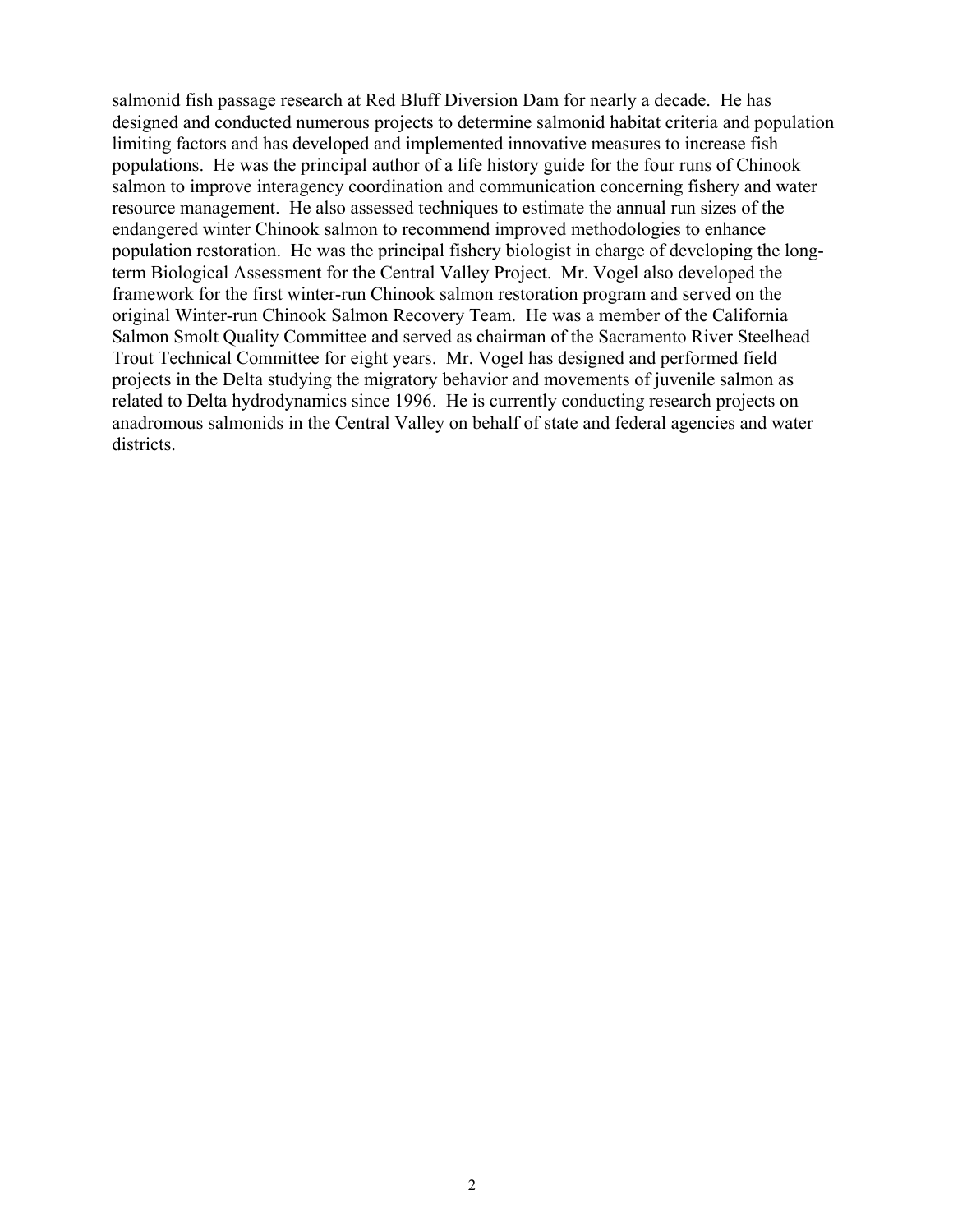salmonid fish passage research at Red Bluff Diversion Dam for nearly a decade. He has designed and conducted numerous projects to determine salmonid habitat criteria and population limiting factors and has developed and implemented innovative measures to increase fish populations. He was the principal author of a life history guide for the four runs of Chinook salmon to improve interagency coordination and communication concerning fishery and water resource management. He also assessed techniques to estimate the annual run sizes of the endangered winter Chinook salmon to recommend improved methodologies to enhance population restoration. He was the principal fishery biologist in charge of developing the long-term Biological Assessment for the Central Valley Project. Mr. Vogel also developed the framework for the first winter-run Chinook salmon restoration program and served on the original Winter-run Chinook Salmon Recovery Team. He was a member of the California Salmon Smolt Quality Committee and served as chairman of the Sacramento River Steelhead Trout Technical Committee for eight years. Mr. Vogel has designed and performed field projects in the Delta studying the migratory behavior and movements of juvenile salmon as related to Delta hydrodynamics since 1996. He is currently conducting research projects on anadromous salmonids in the Central Valley on behalf of state and federal agencies and water districts.